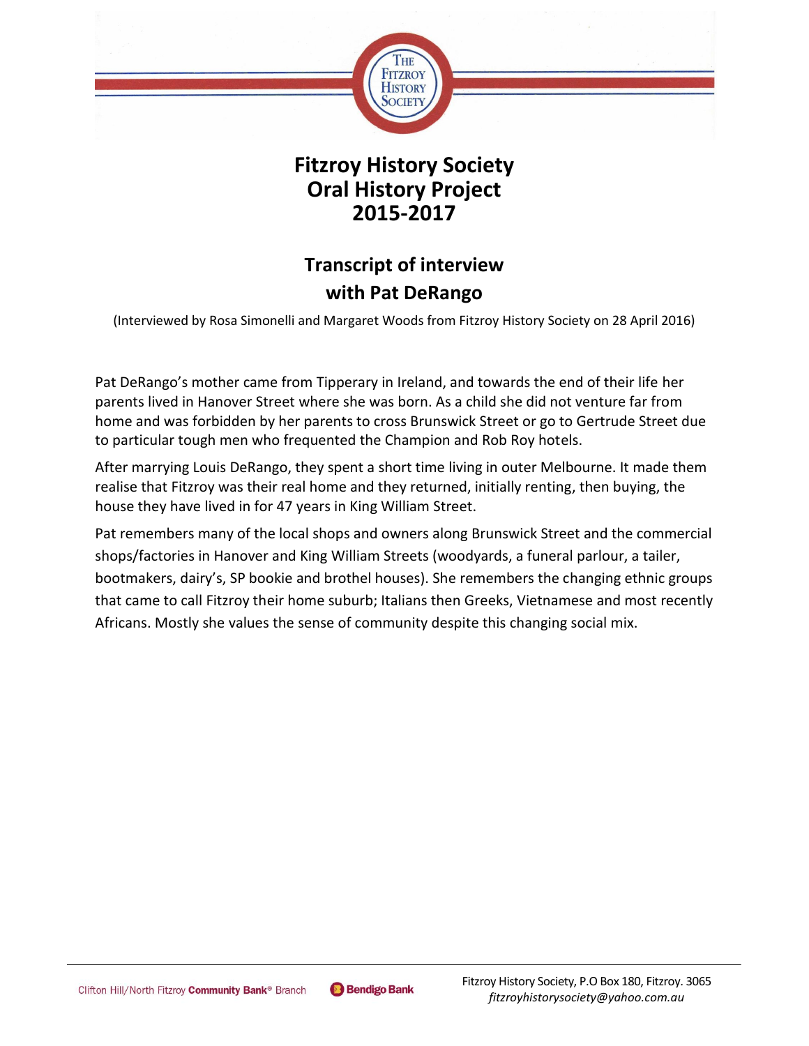# Fitzroy History Society
# Oral History Project
# 2015-2017

## Transcript of interview with Pat DeRango

(Interviewed by Rosa Simonelli and Margaret Woods from Fitzroy History Society on 28 April 2016)

Pat DeRango's mother came from Tipperary in Ireland, and towards the end of their life her parents lived in Hanover Street where she was born. As a child she did not venture far from home and was forbidden by her parents to cross Brunswick Street or go to Gertrude Street due to particular tough men who frequented the Champion and Rob Roy hotels.

After marrying Louis DeRango, they spent a short time living in outer Melbourne. It made them realise that Fitzroy was their real home and they returned, initially renting, then buying, the house they have lived in for 47 years in King William Street.

Pat remembers many of the local shops and owners along Brunswick Street and the commercial shops/factories in Hanover and King William Streets (woodyards, a funeral parlour, a tailer, bootmakers, dairy's, SP bookie and brothel houses). She remembers the changing ethnic groups that came to call Fitzroy their home suburb; Italians then Greeks, Vietnamese and most recently Africans. Mostly she values the sense of community despite this changing social mix.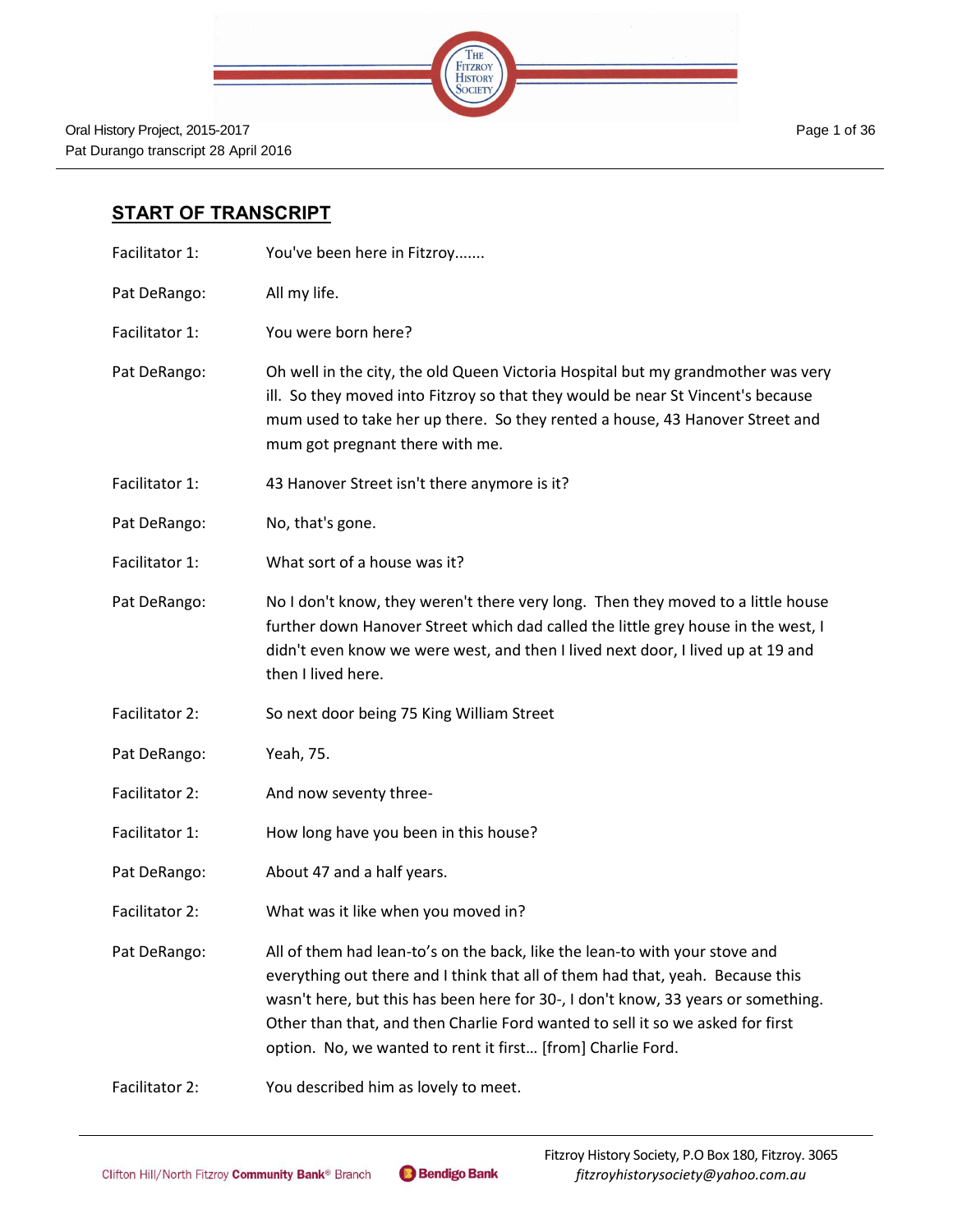## START OF TRANSCRIPT

Facilitator 1: You've been here in Fitzroy.......

Pat DeRango: All my life.

Facilitator 1: You were born here?

Pat DeRango: Oh well in the city, the old Queen Victoria Hospital but my grandmother was very ill. So they moved into Fitzroy so that they would be near St Vincent's because mum used to take her up there. So they rented a house, 43 Hanover Street and mum got pregnant there with me.

Facilitator 1: 43 Hanover Street isn't there anymore is it?

Pat DeRango: No, that's gone.

Facilitator 1: What sort of a house was it?

Pat DeRango: No I don't know, they weren't there very long. Then they moved to a little house further down Hanover Street which dad called the little grey house in the west, I didn't even know we were west, and then I lived next door, I lived up at 19 and then I lived here.

Facilitator 2: So next door being 75 King William Street

Pat DeRango: Yeah, 75.

Facilitator 2: And now seventy three-

Facilitator 1: How long have you been in this house?

Pat DeRango: About 47 and a half years.

Facilitator 2: What was it like when you moved in?

Pat DeRango: All of them had lean-to's on the back, like the lean-to with your stove and everything out there and I think that all of them had that, yeah. Because this wasn't here, but this has been here for 30-, I don't know, 33 years or something. Other than that, and then Charlie Ford wanted to sell it so we asked for first option. No, we wanted to rent it first… [from] Charlie Ford.

Facilitator 2: You described him as lovely to meet.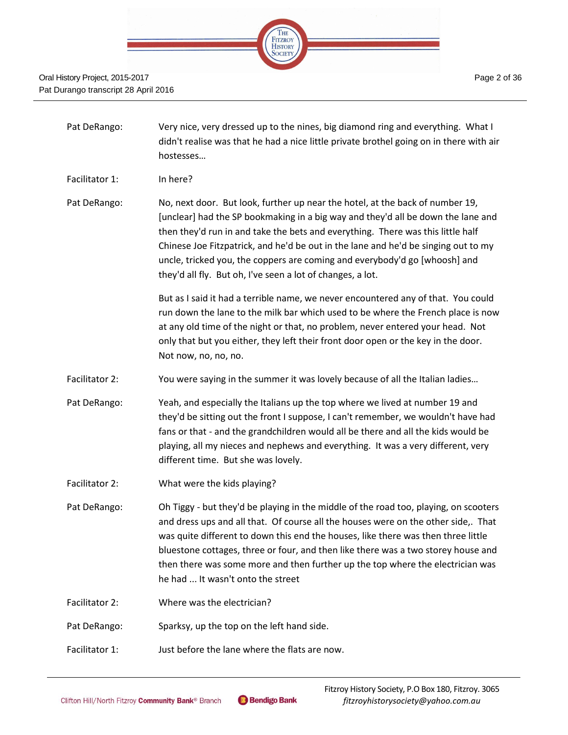Pat DeRango: Very nice, very dressed up to the nines, big diamond ring and everything. What I didn't realise was that he had a nice little private brothel going on in there with air hostesses…

Facilitator 1: In here?

Pat DeRango: No, next door. But look, further up near the hotel, at the back of number 19, [unclear] had the SP bookmaking in a big way and they'd all be down the lane and then they'd run in and take the bets and everything. There was this little half Chinese Joe Fitzpatrick, and he'd be out in the lane and he'd be singing out to my uncle, tricked you, the coppers are coming and everybody'd go [whoosh] and they'd all fly. But oh, I've seen a lot of changes, a lot.

But as I said it had a terrible name, we never encountered any of that. You could run down the lane to the milk bar which used to be where the French place is now at any old time of the night or that, no problem, never entered your head. Not only that but you either, they left their front door open or the key in the door. Not now, no, no, no.

Facilitator 2: You were saying in the summer it was lovely because of all the Italian ladies…

Pat DeRango: Yeah, and especially the Italians up the top where we lived at number 19 and they'd be sitting out the front I suppose, I can't remember, we wouldn't have had fans or that - and the grandchildren would all be there and all the kids would be playing, all my nieces and nephews and everything. It was a very different, very different time. But she was lovely.

Facilitator 2: What were the kids playing?

Pat DeRango: Oh Tiggy - but they'd be playing in the middle of the road too, playing, on scooters and dress ups and all that. Of course all the houses were on the other side,. That was quite different to down this end the houses, like there was then three little bluestone cottages, three or four, and then like there was a two storey house and then there was some more and then further up the top where the electrician was he had ... It wasn't onto the street

Facilitator 2: Where was the electrician?

Pat DeRango: Sparksy, up the top on the left hand side.

Facilitator 1: Just before the lane where the flats are now.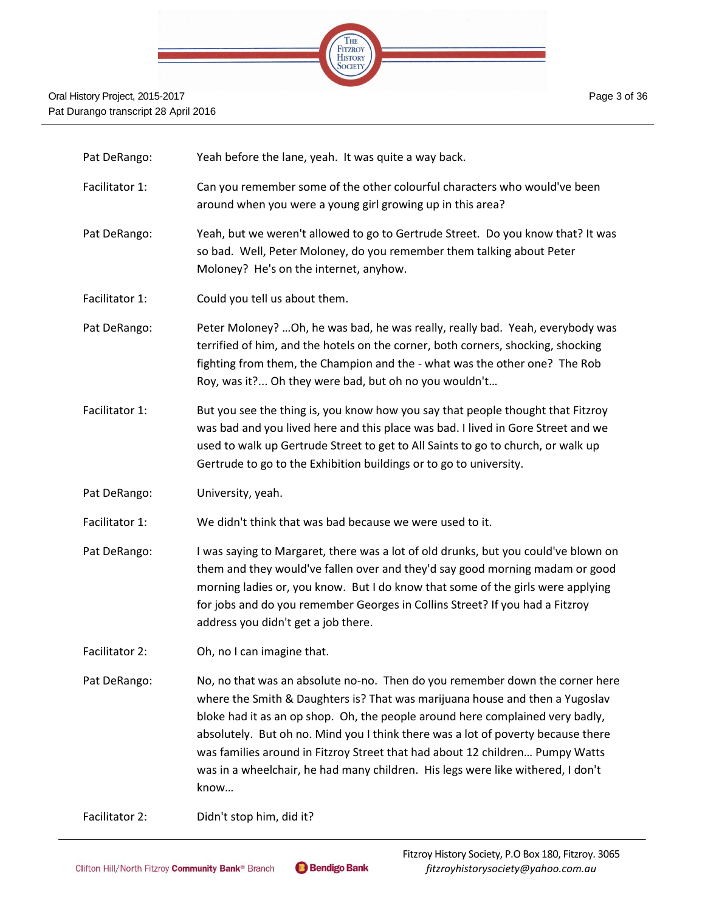Pat DeRango: Yeah before the lane, yeah. It was quite a way back.

Facilitator 1: Can you remember some of the other colourful characters who would've been around when you were a young girl growing up in this area?

Pat DeRango: Yeah, but we weren't allowed to go to Gertrude Street. Do you know that? It was so bad. Well, Peter Moloney, do you remember them talking about Peter Moloney? He's on the internet, anyhow.

Facilitator 1: Could you tell us about them.

Pat DeRango: Peter Moloney? …Oh, he was bad, he was really, really bad. Yeah, everybody was terrified of him, and the hotels on the corner, both corners, shocking, shocking fighting from them, the Champion and the - what was the other one? The Rob Roy, was it?... Oh they were bad, but oh no you wouldn't…

Facilitator 1: But you see the thing is, you know how you say that people thought that Fitzroy was bad and you lived here and this place was bad. I lived in Gore Street and we used to walk up Gertrude Street to get to All Saints to go to church, or walk up Gertrude to go to the Exhibition buildings or to go to university.

Pat DeRango: University, yeah.

Facilitator 1: We didn't think that was bad because we were used to it.

Pat DeRango: I was saying to Margaret, there was a lot of old drunks, but you could've blown on them and they would've fallen over and they'd say good morning madam or good morning ladies or, you know. But I do know that some of the girls were applying for jobs and do you remember Georges in Collins Street? If you had a Fitzroy address you didn't get a job there.

Facilitator 2: Oh, no I can imagine that.

Pat DeRango: No, no that was an absolute no-no. Then do you remember down the corner here where the Smith & Daughters is? That was marijuana house and then a Yugoslav bloke had it as an op shop. Oh, the people around here complained very badly, absolutely. But oh no. Mind you I think there was a lot of poverty because there was families around in Fitzroy Street that had about 12 children… Pumpy Watts was in a wheelchair, he had many children. His legs were like withered, I don't know…

Facilitator 2: Didn't stop him, did it?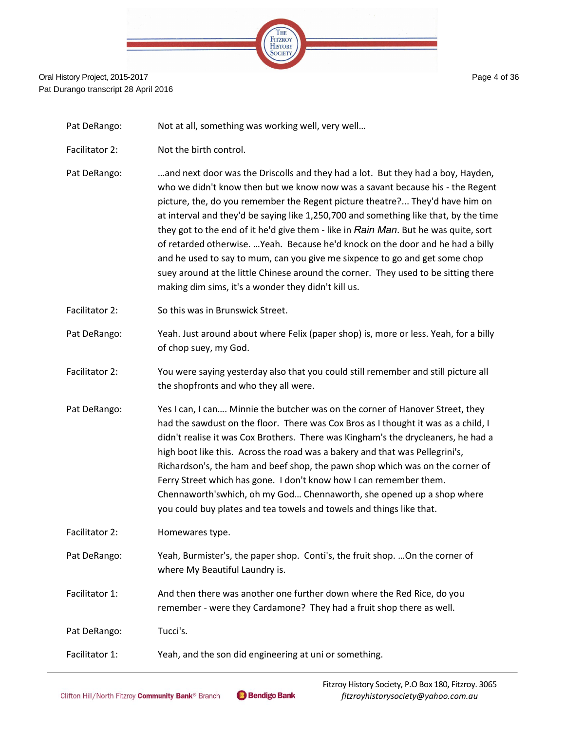Pat DeRango: Not at all, something was working well, very well…

Facilitator 2: Not the birth control.

Pat DeRango: …and next door was the Driscolls and they had a lot. But they had a boy, Hayden, who we didn't know then but we know now was a savant because his - the Regent picture, the, do you remember the Regent picture theatre?... They'd have him on at interval and they'd be saying like 1,250,700 and something like that, by the time they got to the end of it he'd give them - like in *Rain Man*. But he was quite, sort of retarded otherwise. …Yeah. Because he'd knock on the door and he had a billy and he used to say to mum, can you give me sixpence to go and get some chop suey around at the little Chinese around the corner. They used to be sitting there making dim sims, it's a wonder they didn't kill us.

Facilitator 2: So this was in Brunswick Street.

Pat DeRango: Yeah. Just around about where Felix (paper shop) is, more or less. Yeah, for a billy of chop suey, my God.

Facilitator 2: You were saying yesterday also that you could still remember and still picture all the shopfronts and who they all were.

Pat DeRango: Yes I can, I can…. Minnie the butcher was on the corner of Hanover Street, they had the sawdust on the floor. There was Cox Bros as I thought it was as a child, I didn't realise it was Cox Brothers. There was Kingham's the drycleaners, he had a high boot like this. Across the road was a bakery and that was Pellegrini's, Richardson's, the ham and beef shop, the pawn shop which was on the corner of Ferry Street which has gone. I don't know how I can remember them. Chennaworth'swhich, oh my God… Chennaworth, she opened up a shop where you could buy plates and tea towels and towels and things like that.

Facilitator 2: Homewares type.

Pat DeRango: Yeah, Burmister's, the paper shop. Conti's, the fruit shop. …On the corner of where My Beautiful Laundry is.

Facilitator 1: And then there was another one further down where the Red Rice, do you remember - were they Cardamone? They had a fruit shop there as well.

Pat DeRango: Tucci's.

Facilitator 1: Yeah, and the son did engineering at uni or something.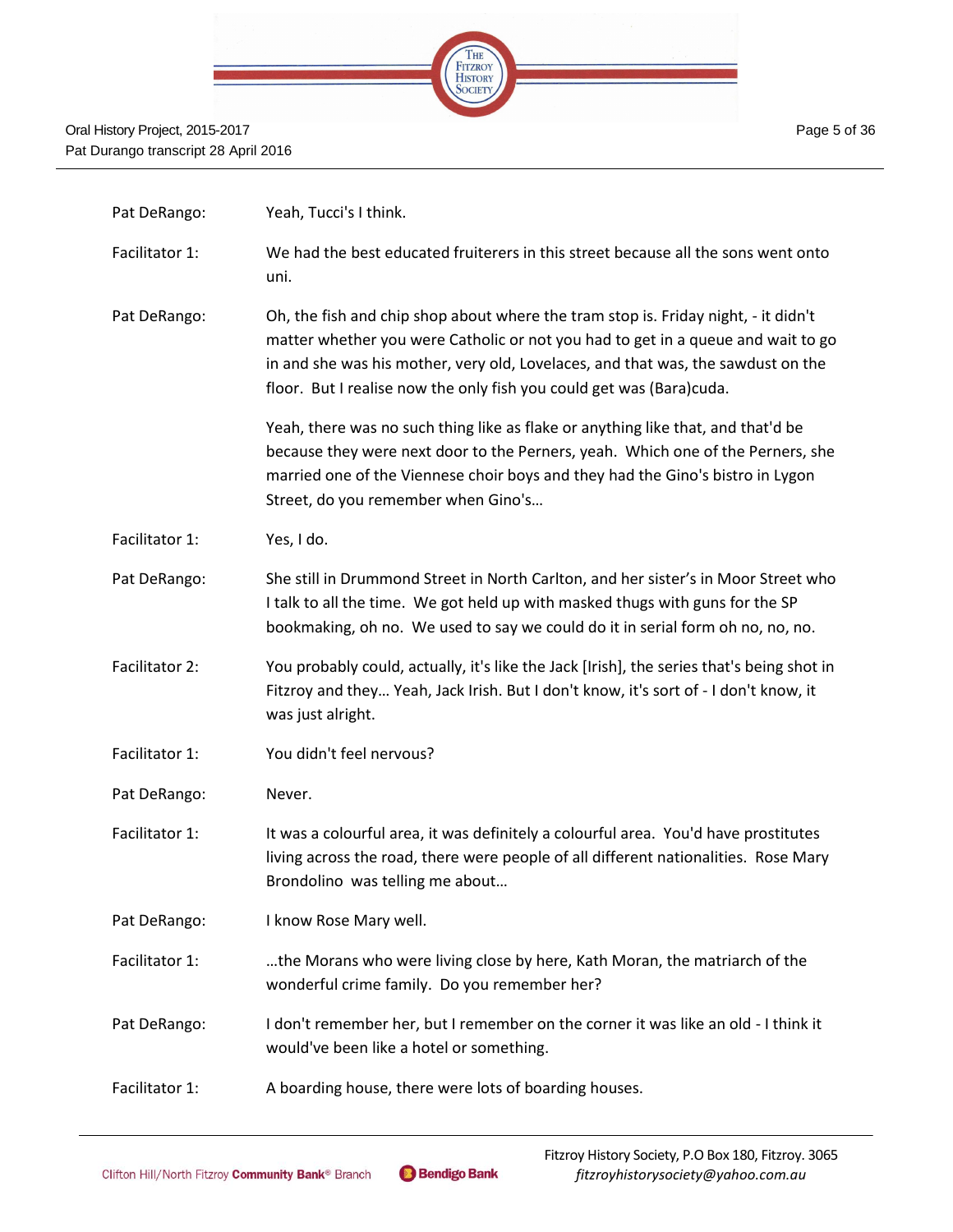Pat DeRango: Yeah, Tucci's I think.

Facilitator 1: We had the best educated fruiterers in this street because all the sons went onto uni.

Pat DeRango: Oh, the fish and chip shop about where the tram stop is. Friday night, - it didn't matter whether you were Catholic or not you had to get in a queue and wait to go in and she was his mother, very old, Lovelaces, and that was, the sawdust on the floor. But I realise now the only fish you could get was (Bara)cuda.

Yeah, there was no such thing like as flake or anything like that, and that'd be because they were next door to the Perners, yeah. Which one of the Perners, she married one of the Viennese choir boys and they had the Gino's bistro in Lygon Street, do you remember when Gino's…

Facilitator 1: Yes, I do.

Pat DeRango: She still in Drummond Street in North Carlton, and her sister's in Moor Street who I talk to all the time. We got held up with masked thugs with guns for the SP bookmaking, oh no. We used to say we could do it in serial form oh no, no, no.

Facilitator 2: You probably could, actually, it's like the Jack [Irish], the series that's being shot in Fitzroy and they… Yeah, Jack Irish. But I don't know, it's sort of - I don't know, it was just alright.

Facilitator 1: You didn't feel nervous?

Pat DeRango: Never.

Facilitator 1: It was a colourful area, it was definitely a colourful area. You'd have prostitutes living across the road, there were people of all different nationalities. Rose Mary Brondolino was telling me about…

Pat DeRango: I know Rose Mary well.

Facilitator 1: …the Morans who were living close by here, Kath Moran, the matriarch of the wonderful crime family. Do you remember her?

Pat DeRango: I don't remember her, but I remember on the corner it was like an old - I think it would've been like a hotel or something.

Facilitator 1: A boarding house, there were lots of boarding houses.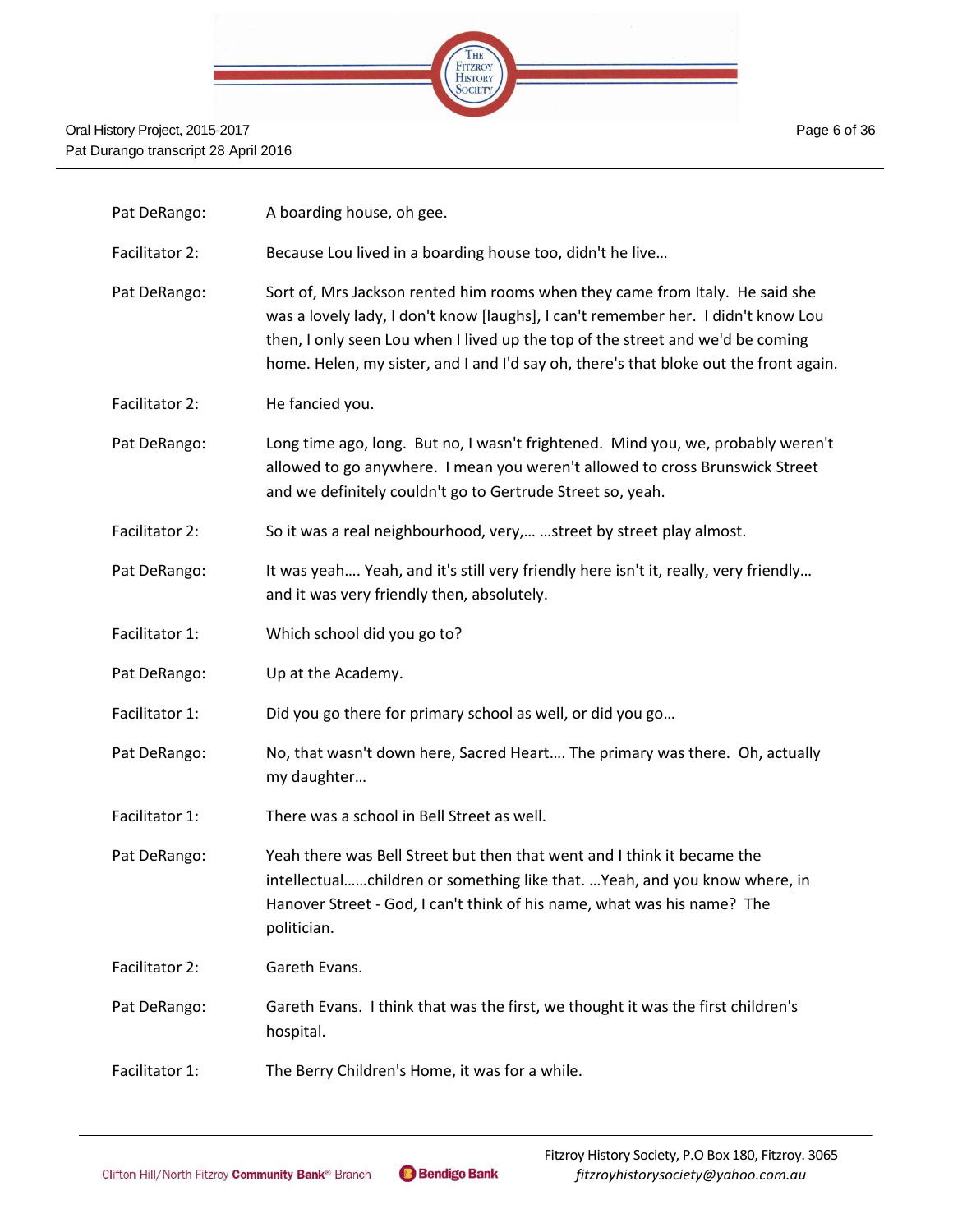| | |
|---|---|
| Pat DeRango: | A boarding house, oh gee. |
| Facilitator 2: | Because Lou lived in a boarding house too, didn't he live… |
| Pat DeRango: | Sort of, Mrs Jackson rented him rooms when they came from Italy. He said she was a lovely lady, I don't know [laughs], I can't remember her. I didn't know Lou then, I only seen Lou when I lived up the top of the street and we'd be coming home. Helen, my sister, and I and I'd say oh, there's that bloke out the front again. |
| Facilitator 2: | He fancied you. |
| Pat DeRango: | Long time ago, long. But no, I wasn't frightened. Mind you, we, probably weren't allowed to go anywhere. I mean you weren't allowed to cross Brunswick Street and we definitely couldn't go to Gertrude Street so, yeah. |
| Facilitator 2: | So it was a real neighbourhood, very,… …street by street play almost. |
| Pat DeRango: | It was yeah…. Yeah, and it's still very friendly here isn't it, really, very friendly… and it was very friendly then, absolutely. |
| Facilitator 1: | Which school did you go to? |
| Pat DeRango: | Up at the Academy. |
| Facilitator 1: | Did you go there for primary school as well, or did you go… |
| Pat DeRango: | No, that wasn't down here, Sacred Heart…. The primary was there. Oh, actually my daughter… |
| Facilitator 1: | There was a school in Bell Street as well. |
| Pat DeRango: | Yeah there was Bell Street but then that went and I think it became the intellectual……children or something like that. …Yeah, and you know where, in Hanover Street - God, I can't think of his name, what was his name? The politician. |
| Facilitator 2: | Gareth Evans. |
| Pat DeRango: | Gareth Evans. I think that was the first, we thought it was the first children's hospital. |
| Facilitator 1: | The Berry Children's Home, it was for a while. |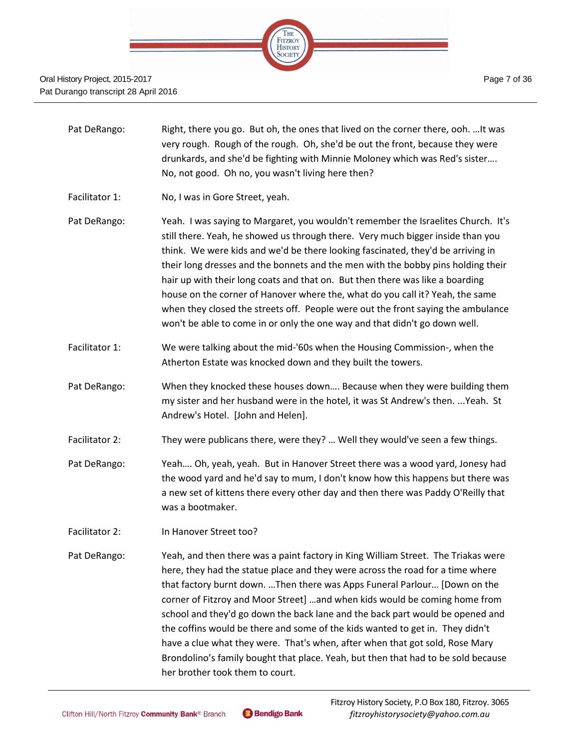Pat DeRango: Right, there you go. But oh, the ones that lived on the corner there, ooh. …It was very rough. Rough of the rough. Oh, she'd be out the front, because they were drunkards, and she'd be fighting with Minnie Moloney which was Red's sister…. No, not good. Oh no, you wasn't living here then?

Facilitator 1: No, I was in Gore Street, yeah.

Pat DeRango: Yeah. I was saying to Margaret, you wouldn't remember the Israelites Church. It's still there. Yeah, he showed us through there. Very much bigger inside than you think. We were kids and we'd be there looking fascinated, they'd be arriving in their long dresses and the bonnets and the men with the bobby pins holding their hair up with their long coats and that on. But then there was like a boarding house on the corner of Hanover where the, what do you call it? Yeah, the same when they closed the streets off. People were out the front saying the ambulance won't be able to come in or only the one way and that didn't go down well.

Facilitator 1: We were talking about the mid-'60s when the Housing Commission-, when the Atherton Estate was knocked down and they built the towers.

Pat DeRango: When they knocked these houses down…. Because when they were building them my sister and her husband were in the hotel, it was St Andrew's then. ...Yeah. St Andrew's Hotel. [John and Helen].

Facilitator 2: They were publicans there, were they? … Well they would've seen a few things.

Pat DeRango: Yeah…. Oh, yeah, yeah. But in Hanover Street there was a wood yard, Jonesy had the wood yard and he'd say to mum, I don't know how this happens but there was a new set of kittens there every other day and then there was Paddy O'Reilly that was a bootmaker.

Facilitator 2: In Hanover Street too?

Pat DeRango: Yeah, and then there was a paint factory in King William Street. The Triakas were here, they had the statue place and they were across the road for a time where that factory burnt down. …Then there was Apps Funeral Parlour… [Down on the corner of Fitzroy and Moor Street] …and when kids would be coming home from school and they'd go down the back lane and the back part would be opened and the coffins would be there and some of the kids wanted to get in. They didn't have a clue what they were. That's when, after when that got sold, Rose Mary Brondolino's family bought that place. Yeah, but then that had to be sold because her brother took them to court.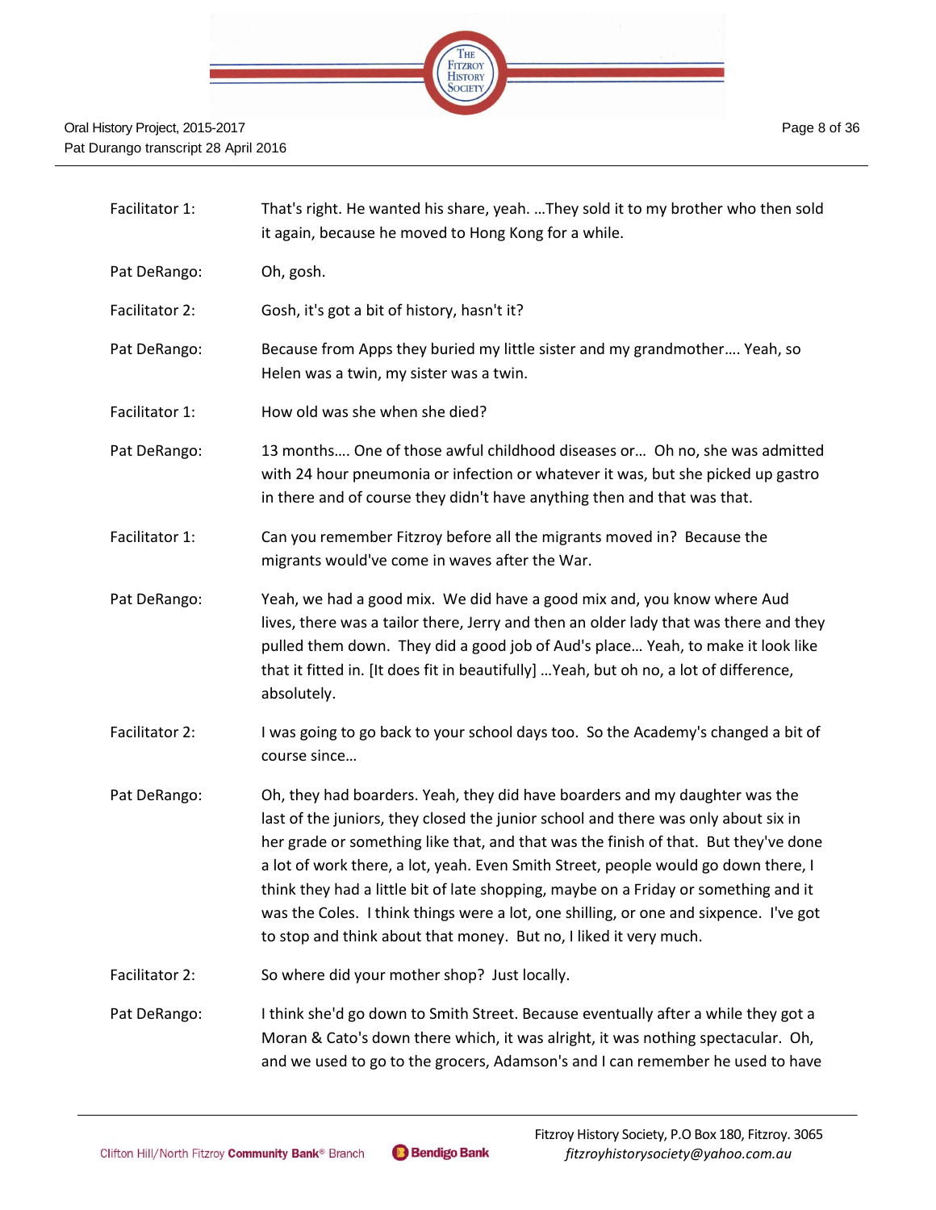| | |
|---|---|
| Facilitator 1: | That's right. He wanted his share, yeah. …They sold it to my brother who then sold it again, because he moved to Hong Kong for a while. |
| Pat DeRango: | Oh, gosh. |
| Facilitator 2: | Gosh, it's got a bit of history, hasn't it? |
| Pat DeRango: | Because from Apps they buried my little sister and my grandmother…. Yeah, so Helen was a twin, my sister was a twin. |
| Facilitator 1: | How old was she when she died? |
| Pat DeRango: | 13 months…. One of those awful childhood diseases or… Oh no, she was admitted with 24 hour pneumonia or infection or whatever it was, but she picked up gastro in there and of course they didn't have anything then and that was that. |
| Facilitator 1: | Can you remember Fitzroy before all the migrants moved in? Because the migrants would've come in waves after the War. |
| Pat DeRango: | Yeah, we had a good mix. We did have a good mix and, you know where Aud lives, there was a tailor there, Jerry and then an older lady that was there and they pulled them down. They did a good job of Aud's place… Yeah, to make it look like that it fitted in. [It does fit in beautifully] …Yeah, but oh no, a lot of difference, absolutely. |
| Facilitator 2: | I was going to go back to your school days too. So the Academy's changed a bit of course since… |
| Pat DeRango: | Oh, they had boarders. Yeah, they did have boarders and my daughter was the last of the juniors, they closed the junior school and there was only about six in her grade or something like that, and that was the finish of that. But they've done a lot of work there, a lot, yeah. Even Smith Street, people would go down there, I think they had a little bit of late shopping, maybe on a Friday or something and it was the Coles. I think things were a lot, one shilling, or one and sixpence. I've got to stop and think about that money. But no, I liked it very much. |
| Facilitator 2: | So where did your mother shop? Just locally. |
| Pat DeRango: | I think she'd go down to Smith Street. Because eventually after a while they got a Moran & Cato's down there which, it was alright, it was nothing spectacular. Oh, and we used to go to the grocers, Adamson's and I can remember he used to have |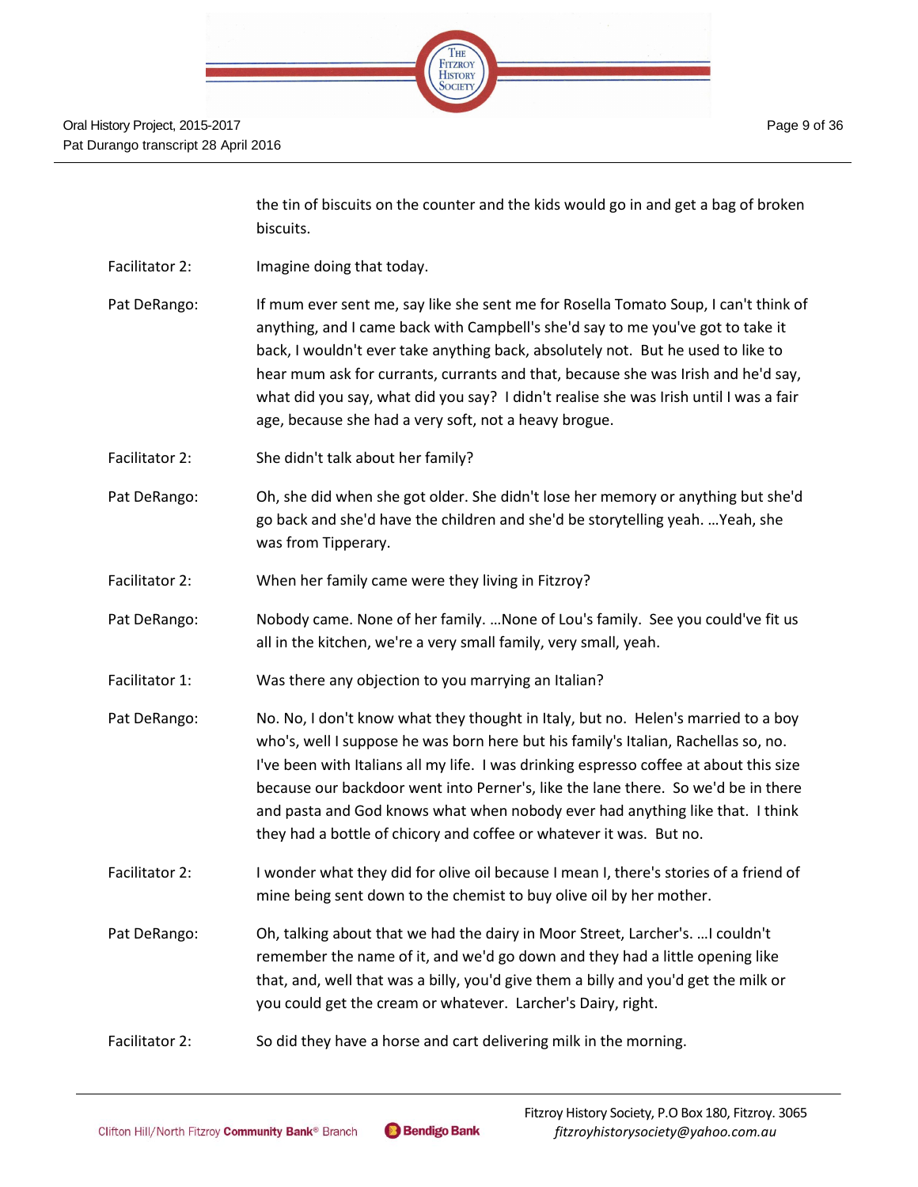the tin of biscuits on the counter and the kids would go in and get a bag of broken biscuits.

Facilitator 2: Imagine doing that today.

Pat DeRango: If mum ever sent me, say like she sent me for Rosella Tomato Soup, I can't think of anything, and I came back with Campbell's she'd say to me you've got to take it back, I wouldn't ever take anything back, absolutely not. But he used to like to hear mum ask for currants, currants and that, because she was Irish and he'd say, what did you say, what did you say? I didn't realise she was Irish until I was a fair age, because she had a very soft, not a heavy brogue.

Facilitator 2: She didn't talk about her family?

Pat DeRango: Oh, she did when she got older. She didn't lose her memory or anything but she'd go back and she'd have the children and she'd be storytelling yeah. …Yeah, she was from Tipperary.

Facilitator 2: When her family came were they living in Fitzroy?

Pat DeRango: Nobody came. None of her family. …None of Lou's family. See you could've fit us all in the kitchen, we're a very small family, very small, yeah.

Facilitator 1: Was there any objection to you marrying an Italian?

Pat DeRango: No. No, I don't know what they thought in Italy, but no. Helen's married to a boy who's, well I suppose he was born here but his family's Italian, Rachellas so, no. I've been with Italians all my life. I was drinking espresso coffee at about this size because our backdoor went into Perner's, like the lane there. So we'd be in there and pasta and God knows what when nobody ever had anything like that. I think they had a bottle of chicory and coffee or whatever it was. But no.

Facilitator 2: I wonder what they did for olive oil because I mean I, there's stories of a friend of mine being sent down to the chemist to buy olive oil by her mother.

Pat DeRango: Oh, talking about that we had the dairy in Moor Street, Larcher's. …I couldn't remember the name of it, and we'd go down and they had a little opening like that, and, well that was a billy, you'd give them a billy and you'd get the milk or you could get the cream or whatever. Larcher's Dairy, right.

Facilitator 2: So did they have a horse and cart delivering milk in the morning.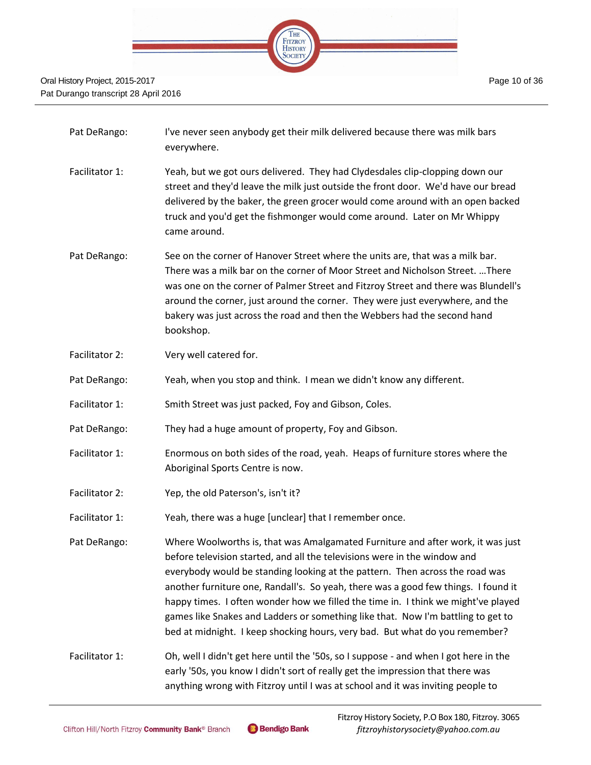Pat DeRango: I've never seen anybody get their milk delivered because there was milk bars everywhere.

Facilitator 1: Yeah, but we got ours delivered. They had Clydesdales clip-clopping down our street and they'd leave the milk just outside the front door. We'd have our bread delivered by the baker, the green grocer would come around with an open backed truck and you'd get the fishmonger would come around. Later on Mr Whippy came around.

Pat DeRango: See on the corner of Hanover Street where the units are, that was a milk bar. There was a milk bar on the corner of Moor Street and Nicholson Street. …There was one on the corner of Palmer Street and Fitzroy Street and there was Blundell's around the corner, just around the corner. They were just everywhere, and the bakery was just across the road and then the Webbers had the second hand bookshop.

Facilitator 2: Very well catered for.

Pat DeRango: Yeah, when you stop and think. I mean we didn't know any different.

Facilitator 1: Smith Street was just packed, Foy and Gibson, Coles.

Pat DeRango: They had a huge amount of property, Foy and Gibson.

Facilitator 1: Enormous on both sides of the road, yeah. Heaps of furniture stores where the Aboriginal Sports Centre is now.

Facilitator 2: Yep, the old Paterson's, isn't it?

Facilitator 1: Yeah, there was a huge [unclear] that I remember once.

Pat DeRango: Where Woolworths is, that was Amalgamated Furniture and after work, it was just before television started, and all the televisions were in the window and everybody would be standing looking at the pattern. Then across the road was another furniture one, Randall's. So yeah, there was a good few things. I found it happy times. I often wonder how we filled the time in. I think we might've played games like Snakes and Ladders or something like that. Now I'm battling to get to bed at midnight. I keep shocking hours, very bad. But what do you remember?

Facilitator 1: Oh, well I didn't get here until the '50s, so I suppose - and when I got here in the early '50s, you know I didn't sort of really get the impression that there was anything wrong with Fitzroy until I was at school and it was inviting people to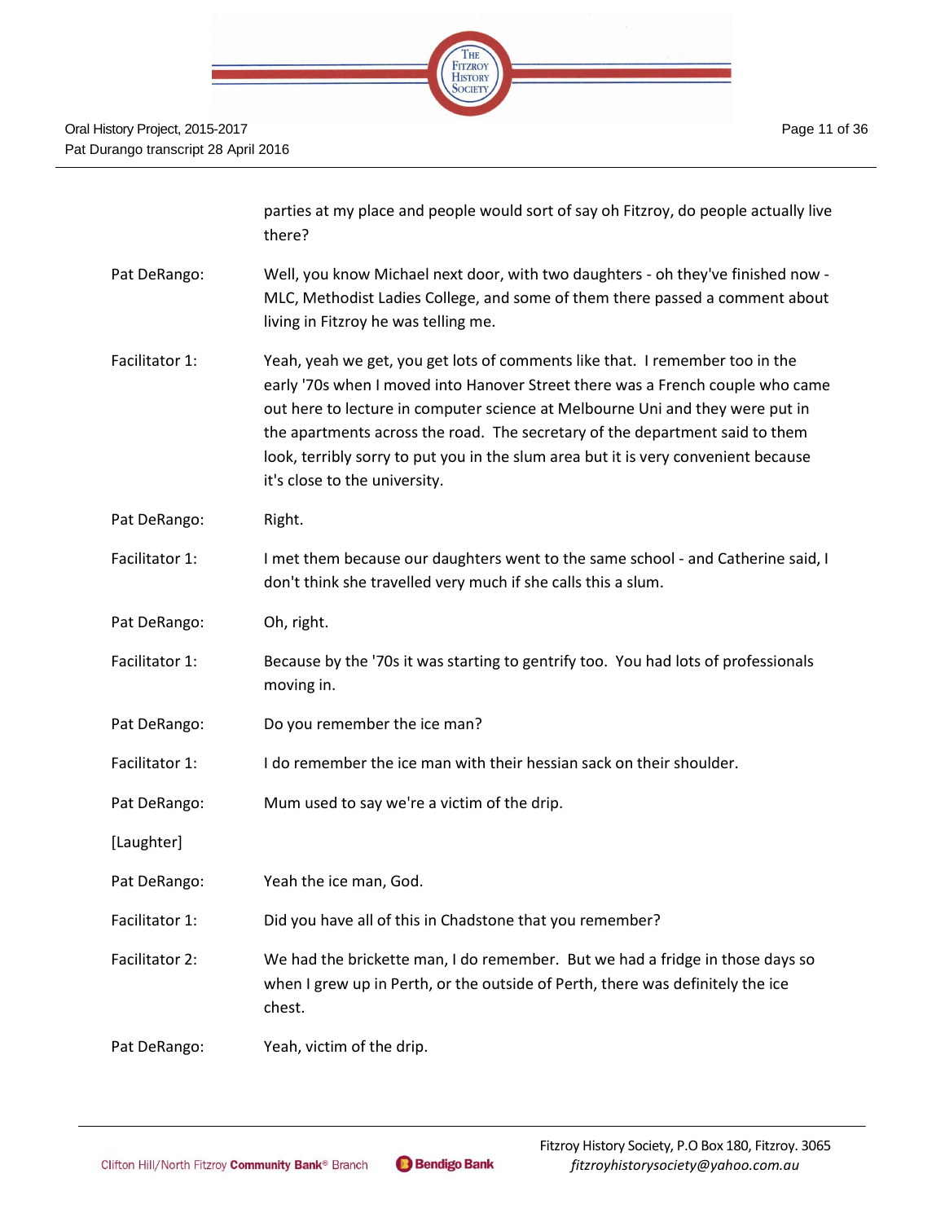parties at my place and people would sort of say oh Fitzroy, do people actually live there?

Pat DeRango: Well, you know Michael next door, with two daughters - oh they've finished now - MLC, Methodist Ladies College, and some of them there passed a comment about living in Fitzroy he was telling me.

Facilitator 1: Yeah, yeah we get, you get lots of comments like that. I remember too in the early '70s when I moved into Hanover Street there was a French couple who came out here to lecture in computer science at Melbourne Uni and they were put in the apartments across the road. The secretary of the department said to them look, terribly sorry to put you in the slum area but it is very convenient because it's close to the university.

Pat DeRango: Right.

Facilitator 1: I met them because our daughters went to the same school - and Catherine said, I don't think she travelled very much if she calls this a slum.

Pat DeRango: Oh, right.

Facilitator 1: Because by the '70s it was starting to gentrify too. You had lots of professionals moving in.

Pat DeRango: Do you remember the ice man?

Facilitator 1: I do remember the ice man with their hessian sack on their shoulder.

Pat DeRango: Mum used to say we're a victim of the drip.

[Laughter]

Pat DeRango: Yeah the ice man, God.

Facilitator 1: Did you have all of this in Chadstone that you remember?

Facilitator 2: We had the brickette man, I do remember. But we had a fridge in those days so when I grew up in Perth, or the outside of Perth, there was definitely the ice chest.

Pat DeRango: Yeah, victim of the drip.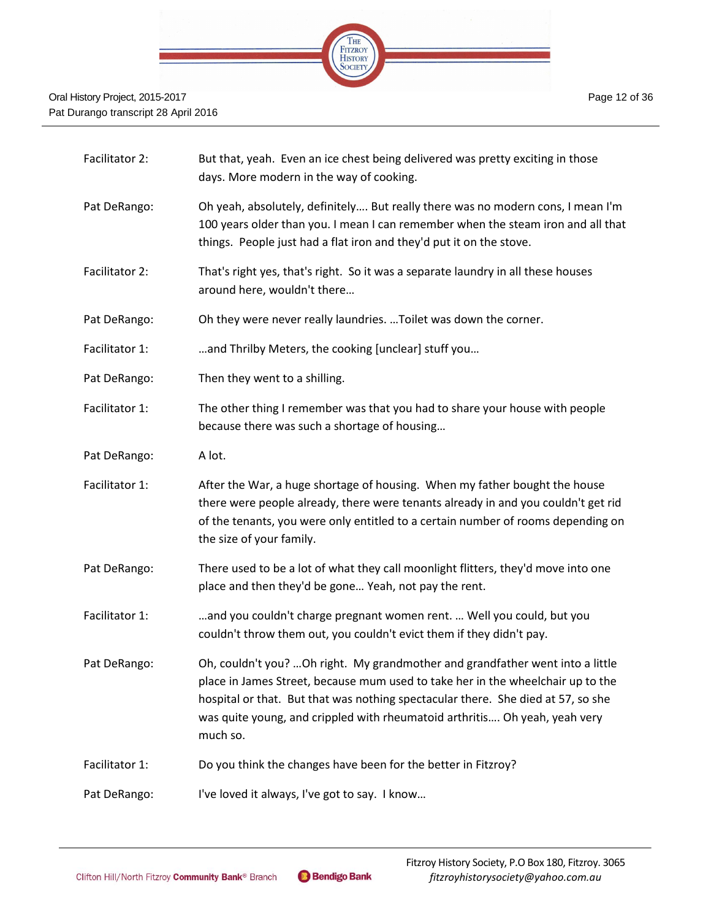| | |
|---|---|
| Facilitator 2: | But that, yeah. Even an ice chest being delivered was pretty exciting in those days. More modern in the way of cooking. |
| Pat DeRango: | Oh yeah, absolutely, definitely…. But really there was no modern cons, I mean I'm 100 years older than you. I mean I can remember when the steam iron and all that things. People just had a flat iron and they'd put it on the stove. |
| Facilitator 2: | That's right yes, that's right. So it was a separate laundry in all these houses around here, wouldn't there… |
| Pat DeRango: | Oh they were never really laundries. …Toilet was down the corner. |
| Facilitator 1: | …and Thrilby Meters, the cooking [unclear] stuff you… |
| Pat DeRango: | Then they went to a shilling. |
| Facilitator 1: | The other thing I remember was that you had to share your house with people because there was such a shortage of housing… |
| Pat DeRango: | A lot. |
| Facilitator 1: | After the War, a huge shortage of housing. When my father bought the house there were people already, there were tenants already in and you couldn't get rid of the tenants, you were only entitled to a certain number of rooms depending on the size of your family. |
| Pat DeRango: | There used to be a lot of what they call moonlight flitters, they'd move into one place and then they'd be gone… Yeah, not pay the rent. |
| Facilitator 1: | …and you couldn't charge pregnant women rent. … Well you could, but you couldn't throw them out, you couldn't evict them if they didn't pay. |
| Pat DeRango: | Oh, couldn't you? …Oh right. My grandmother and grandfather went into a little place in James Street, because mum used to take her in the wheelchair up to the hospital or that. But that was nothing spectacular there. She died at 57, so she was quite young, and crippled with rheumatoid arthritis…. Oh yeah, yeah very much so. |
| Facilitator 1: | Do you think the changes have been for the better in Fitzroy? |
| Pat DeRango: | I've loved it always, I've got to say. I know… |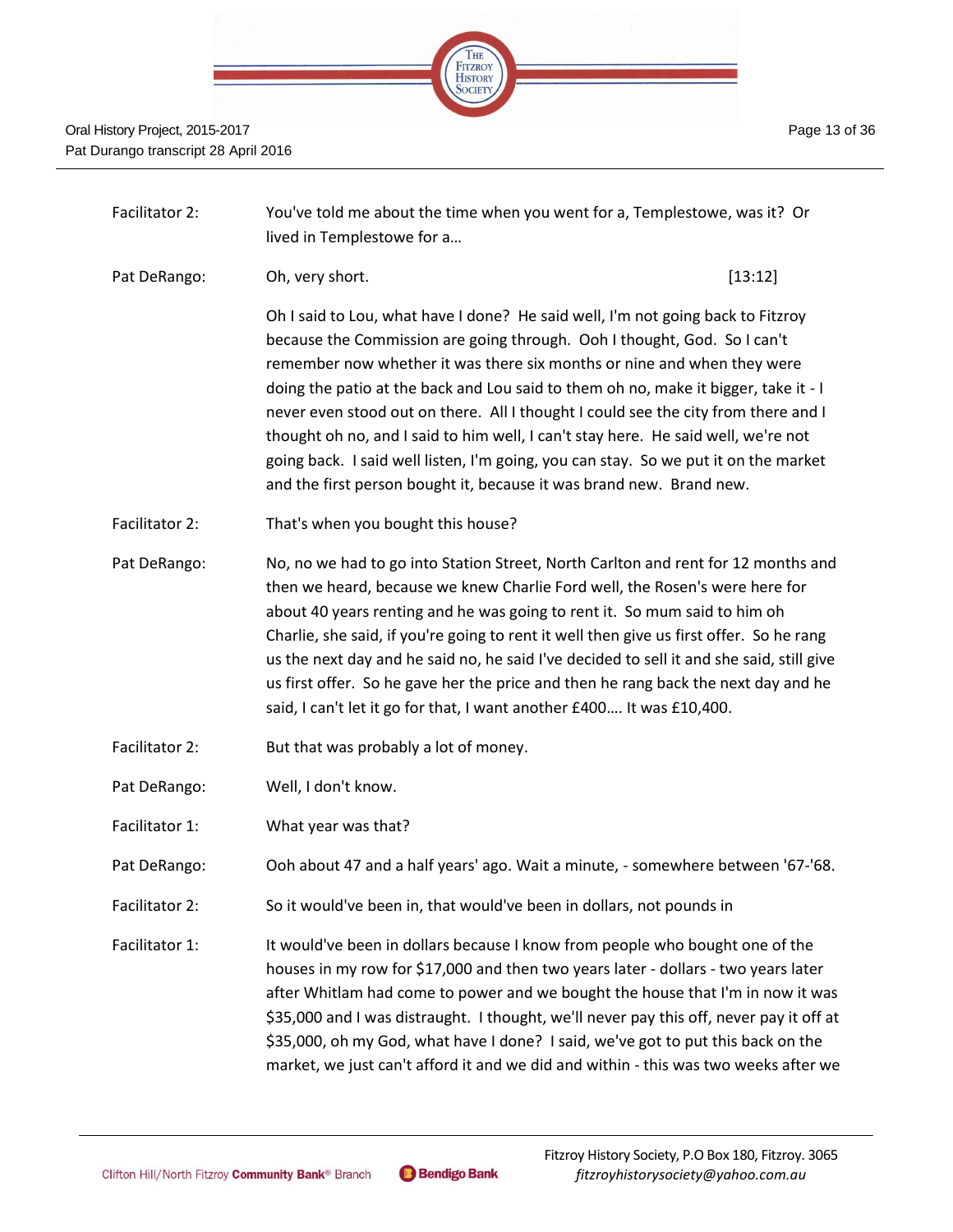Facilitator 2: You've told me about the time when you went for a, Templestowe, was it? Or lived in Templestowe for a…

Pat DeRango: Oh, very short. [13:12]

Oh I said to Lou, what have I done? He said well, I'm not going back to Fitzroy because the Commission are going through. Ooh I thought, God. So I can't remember now whether it was there six months or nine and when they were doing the patio at the back and Lou said to them oh no, make it bigger, take it - I never even stood out on there. All I thought I could see the city from there and I thought oh no, and I said to him well, I can't stay here. He said well, we're not going back. I said well listen, I'm going, you can stay. So we put it on the market and the first person bought it, because it was brand new. Brand new.

Facilitator 2: That's when you bought this house?

Pat DeRango: No, no we had to go into Station Street, North Carlton and rent for 12 months and then we heard, because we knew Charlie Ford well, the Rosen's were here for about 40 years renting and he was going to rent it. So mum said to him oh Charlie, she said, if you're going to rent it well then give us first offer. So he rang us the next day and he said no, he said I've decided to sell it and she said, still give us first offer. So he gave her the price and then he rang back the next day and he said, I can't let it go for that, I want another £400…. It was £10,400.

Facilitator 2: But that was probably a lot of money.

Pat DeRango: Well, I don't know.

Facilitator 1: What year was that?

Pat DeRango: Ooh about 47 and a half years' ago. Wait a minute, - somewhere between '67-'68.

Facilitator 2: So it would've been in, that would've been in dollars, not pounds in

Facilitator 1: It would've been in dollars because I know from people who bought one of the houses in my row for $17,000 and then two years later - dollars - two years later after Whitlam had come to power and we bought the house that I'm in now it was $35,000 and I was distraught. I thought, we'll never pay this off, never pay it off at $35,000, oh my God, what have I done? I said, we've got to put this back on the market, we just can't afford it and we did and within - this was two weeks after we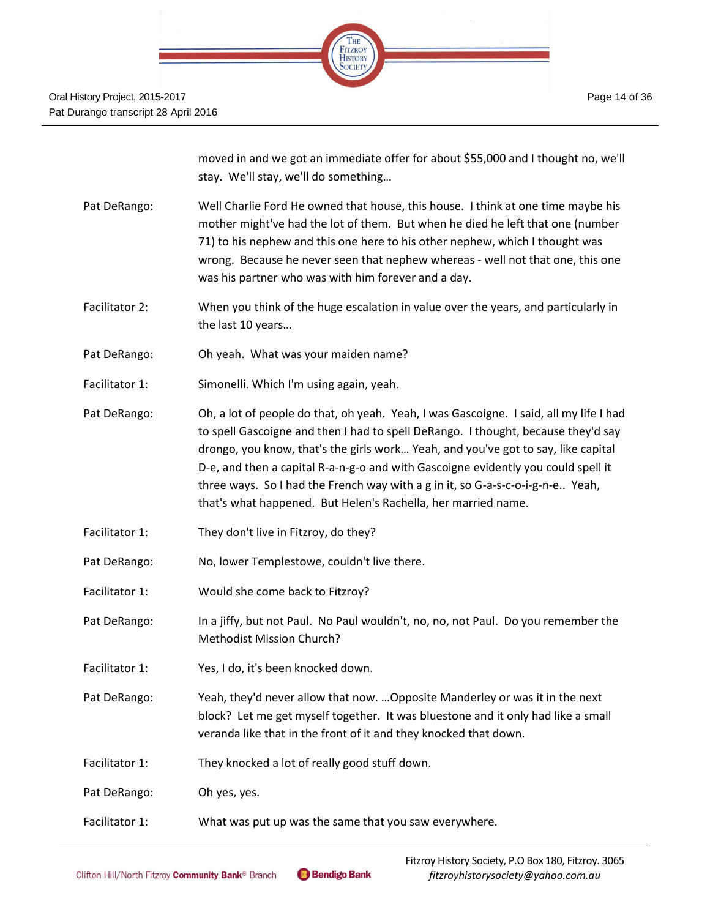moved in and we got an immediate offer for about $55,000 and I thought no, we'll stay. We'll stay, we'll do something…

Pat DeRango: Well Charlie Ford He owned that house, this house. I think at one time maybe his mother might've had the lot of them. But when he died he left that one (number 71) to his nephew and this one here to his other nephew, which I thought was wrong. Because he never seen that nephew whereas - well not that one, this one was his partner who was with him forever and a day.

Facilitator 2: When you think of the huge escalation in value over the years, and particularly in the last 10 years…

Pat DeRango: Oh yeah. What was your maiden name?

Facilitator 1: Simonelli. Which I'm using again, yeah.

Pat DeRango: Oh, a lot of people do that, oh yeah. Yeah, I was Gascoigne. I said, all my life I had to spell Gascoigne and then I had to spell DeRango. I thought, because they'd say drongo, you know, that's the girls work… Yeah, and you've got to say, like capital D-e, and then a capital R-a-n-g-o and with Gascoigne evidently you could spell it three ways. So I had the French way with a g in it, so G-a-s-c-o-i-g-n-e.. Yeah, that's what happened. But Helen's Rachella, her married name.

Facilitator 1: They don't live in Fitzroy, do they?

Pat DeRango: No, lower Templestowe, couldn't live there.

Facilitator 1: Would she come back to Fitzroy?

Pat DeRango: In a jiffy, but not Paul. No Paul wouldn't, no, no, not Paul. Do you remember the Methodist Mission Church?

Facilitator 1: Yes, I do, it's been knocked down.

Pat DeRango: Yeah, they'd never allow that now. …Opposite Manderley or was it in the next block? Let me get myself together. It was bluestone and it only had like a small veranda like that in the front of it and they knocked that down.

Facilitator 1: They knocked a lot of really good stuff down.

Pat DeRango: Oh yes, yes.

Facilitator 1: What was put up was the same that you saw everywhere.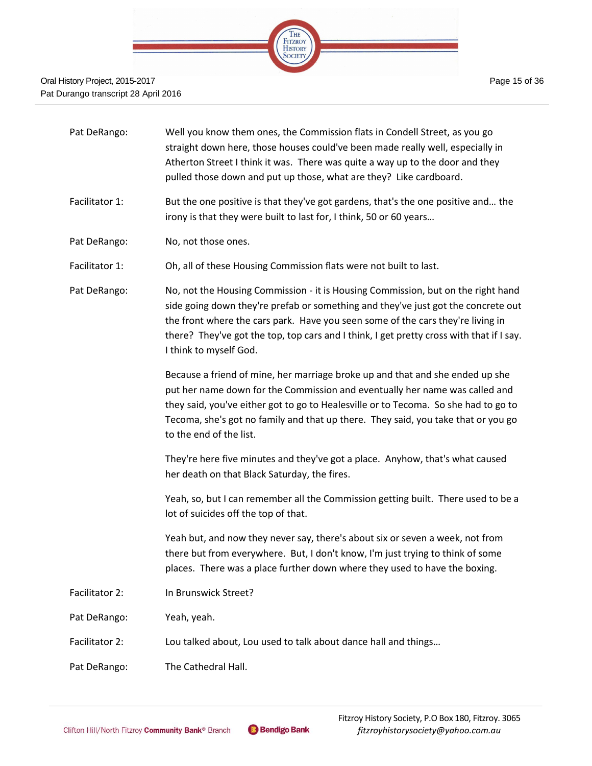Pat DeRango: Well you know them ones, the Commission flats in Condell Street, as you go straight down here, those houses could've been made really well, especially in Atherton Street I think it was. There was quite a way up to the door and they pulled those down and put up those, what are they? Like cardboard.

Facilitator 1: But the one positive is that they've got gardens, that's the one positive and… the irony is that they were built to last for, I think, 50 or 60 years…

Pat DeRango: No, not those ones.

Facilitator 1: Oh, all of these Housing Commission flats were not built to last.

Pat DeRango: No, not the Housing Commission - it is Housing Commission, but on the right hand side going down they're prefab or something and they've just got the concrete out the front where the cars park. Have you seen some of the cars they're living in there? They've got the top, top cars and I think, I get pretty cross with that if I say. I think to myself God.

Because a friend of mine, her marriage broke up and that and she ended up she put her name down for the Commission and eventually her name was called and they said, you've either got to go to Healesville or to Tecoma. So she had to go to Tecoma, she's got no family and that up there. They said, you take that or you go to the end of the list.

They're here five minutes and they've got a place. Anyhow, that's what caused her death on that Black Saturday, the fires.

Yeah, so, but I can remember all the Commission getting built. There used to be a lot of suicides off the top of that.

Yeah but, and now they never say, there's about six or seven a week, not from there but from everywhere. But, I don't know, I'm just trying to think of some places. There was a place further down where they used to have the boxing.

Facilitator 2: In Brunswick Street?

Pat DeRango: Yeah, yeah.

Facilitator 2: Lou talked about, Lou used to talk about dance hall and things…

Pat DeRango: The Cathedral Hall.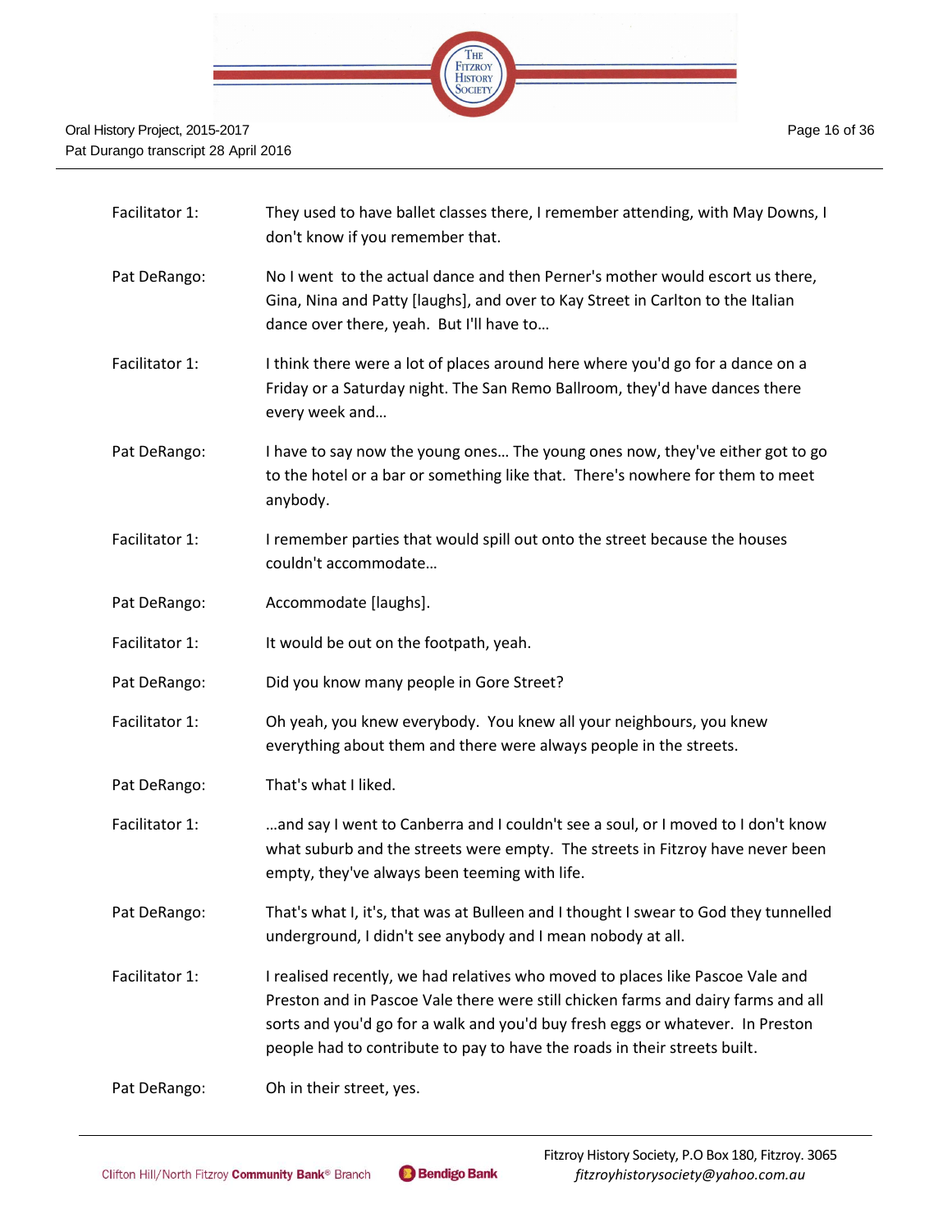Facilitator 1: They used to have ballet classes there, I remember attending, with May Downs, I don't know if you remember that.

Pat DeRango: No I went to the actual dance and then Perner's mother would escort us there, Gina, Nina and Patty [laughs], and over to Kay Street in Carlton to the Italian dance over there, yeah. But I'll have to…

Facilitator 1: I think there were a lot of places around here where you'd go for a dance on a Friday or a Saturday night. The San Remo Ballroom, they'd have dances there every week and…

Pat DeRango: I have to say now the young ones… The young ones now, they've either got to go to the hotel or a bar or something like that. There's nowhere for them to meet anybody.

Facilitator 1: I remember parties that would spill out onto the street because the houses couldn't accommodate…

Pat DeRango: Accommodate [laughs].

Facilitator 1: It would be out on the footpath, yeah.

Pat DeRango: Did you know many people in Gore Street?

Facilitator 1: Oh yeah, you knew everybody. You knew all your neighbours, you knew everything about them and there were always people in the streets.

Pat DeRango: That's what I liked.

Facilitator 1: …and say I went to Canberra and I couldn't see a soul, or I moved to I don't know what suburb and the streets were empty. The streets in Fitzroy have never been empty, they've always been teeming with life.

Pat DeRango: That's what I, it's, that was at Bulleen and I thought I swear to God they tunnelled underground, I didn't see anybody and I mean nobody at all.

Facilitator 1: I realised recently, we had relatives who moved to places like Pascoe Vale and Preston and in Pascoe Vale there were still chicken farms and dairy farms and all sorts and you'd go for a walk and you'd buy fresh eggs or whatever. In Preston people had to contribute to pay to have the roads in their streets built.

Pat DeRango: Oh in their street, yes.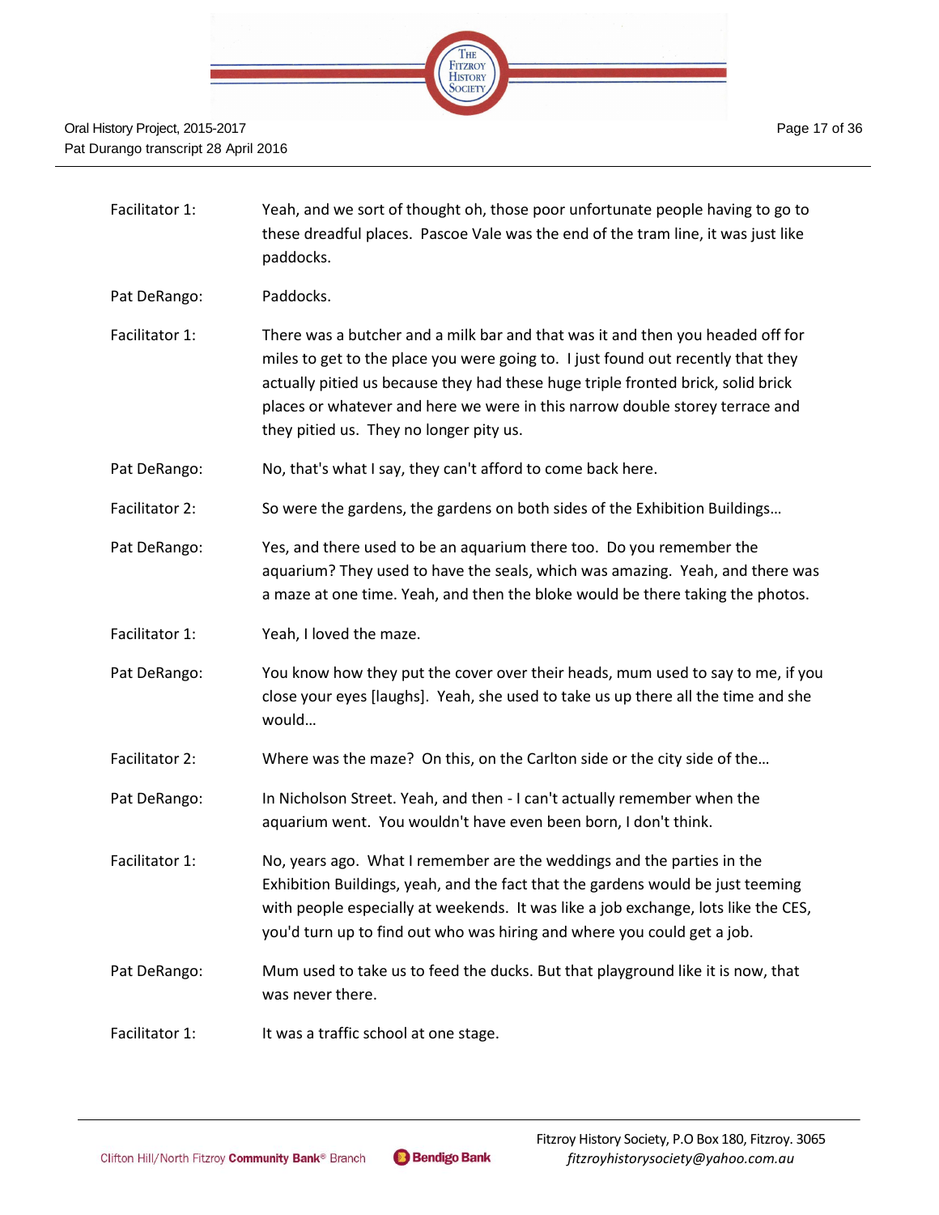| | |
|---|---|
| Facilitator 1: | Yeah, and we sort of thought oh, those poor unfortunate people having to go to these dreadful places. Pascoe Vale was the end of the tram line, it was just like paddocks. |
| Pat DeRango: | Paddocks. |
| Facilitator 1: | There was a butcher and a milk bar and that was it and then you headed off for miles to get to the place you were going to. I just found out recently that they actually pitied us because they had these huge triple fronted brick, solid brick places or whatever and here we were in this narrow double storey terrace and they pitied us. They no longer pity us. |
| Pat DeRango: | No, that's what I say, they can't afford to come back here. |
| Facilitator 2: | So were the gardens, the gardens on both sides of the Exhibition Buildings… |
| Pat DeRango: | Yes, and there used to be an aquarium there too. Do you remember the aquarium? They used to have the seals, which was amazing. Yeah, and there was a maze at one time. Yeah, and then the bloke would be there taking the photos. |
| Facilitator 1: | Yeah, I loved the maze. |
| Pat DeRango: | You know how they put the cover over their heads, mum used to say to me, if you close your eyes [laughs]. Yeah, she used to take us up there all the time and she would… |
| Facilitator 2: | Where was the maze? On this, on the Carlton side or the city side of the… |
| Pat DeRango: | In Nicholson Street. Yeah, and then - I can't actually remember when the aquarium went. You wouldn't have even been born, I don't think. |
| Facilitator 1: | No, years ago. What I remember are the weddings and the parties in the Exhibition Buildings, yeah, and the fact that the gardens would be just teeming with people especially at weekends. It was like a job exchange, lots like the CES, you'd turn up to find out who was hiring and where you could get a job. |
| Pat DeRango: | Mum used to take us to feed the ducks. But that playground like it is now, that was never there. |
| Facilitator 1: | It was a traffic school at one stage. |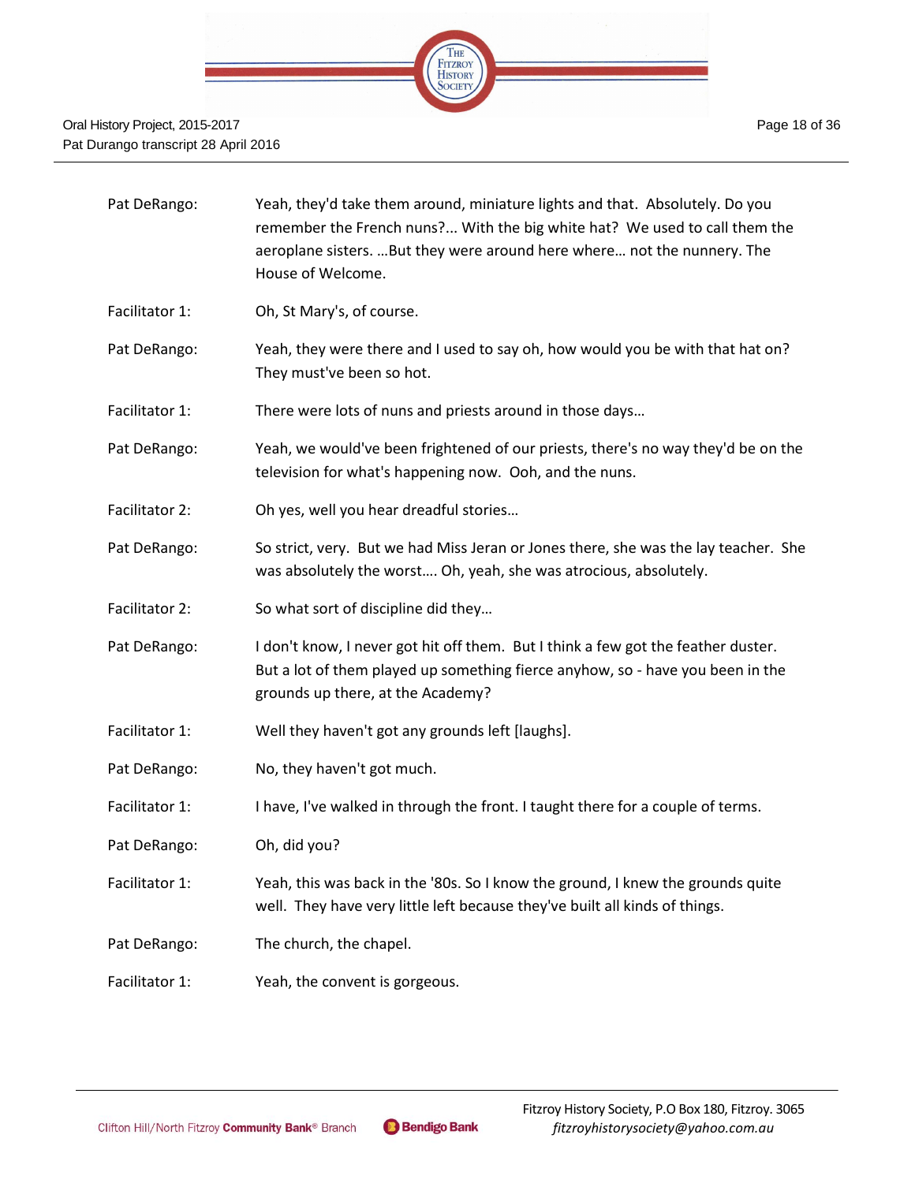Pat DeRango: Yeah, they'd take them around, miniature lights and that. Absolutely. Do you remember the French nuns?... With the big white hat? We used to call them the aeroplane sisters. …But they were around here where… not the nunnery. The House of Welcome.

Facilitator 1: Oh, St Mary's, of course.

Pat DeRango: Yeah, they were there and I used to say oh, how would you be with that hat on? They must've been so hot.

Facilitator 1: There were lots of nuns and priests around in those days…

Pat DeRango: Yeah, we would've been frightened of our priests, there's no way they'd be on the television for what's happening now. Ooh, and the nuns.

Facilitator 2: Oh yes, well you hear dreadful stories…

Pat DeRango: So strict, very. But we had Miss Jeran or Jones there, she was the lay teacher. She was absolutely the worst…. Oh, yeah, she was atrocious, absolutely.

Facilitator 2: So what sort of discipline did they…

Pat DeRango: I don't know, I never got hit off them. But I think a few got the feather duster. But a lot of them played up something fierce anyhow, so - have you been in the grounds up there, at the Academy?

Facilitator 1: Well they haven't got any grounds left [laughs].

Pat DeRango: No, they haven't got much.

Facilitator 1: I have, I've walked in through the front. I taught there for a couple of terms.

Pat DeRango: Oh, did you?

Facilitator 1: Yeah, this was back in the '80s. So I know the ground, I knew the grounds quite well. They have very little left because they've built all kinds of things.

Pat DeRango: The church, the chapel.

Facilitator 1: Yeah, the convent is gorgeous.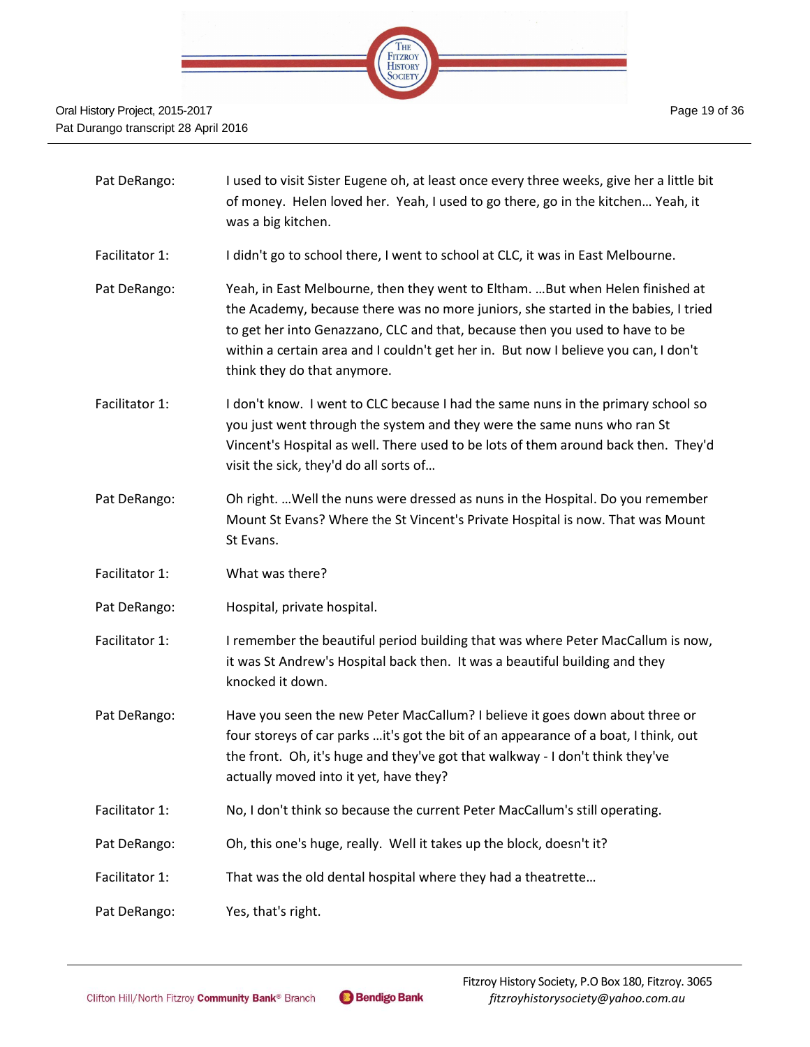Pat DeRango: I used to visit Sister Eugene oh, at least once every three weeks, give her a little bit of money. Helen loved her. Yeah, I used to go there, go in the kitchen… Yeah, it was a big kitchen.

Facilitator 1: I didn't go to school there, I went to school at CLC, it was in East Melbourne.

Pat DeRango: Yeah, in East Melbourne, then they went to Eltham. …But when Helen finished at the Academy, because there was no more juniors, she started in the babies, I tried to get her into Genazzano, CLC and that, because then you used to have to be within a certain area and I couldn't get her in. But now I believe you can, I don't think they do that anymore.

Facilitator 1: I don't know. I went to CLC because I had the same nuns in the primary school so you just went through the system and they were the same nuns who ran St Vincent's Hospital as well. There used to be lots of them around back then. They'd visit the sick, they'd do all sorts of…

Pat DeRango: Oh right. …Well the nuns were dressed as nuns in the Hospital. Do you remember Mount St Evans? Where the St Vincent's Private Hospital is now. That was Mount St Evans.

Facilitator 1: What was there?

Pat DeRango: Hospital, private hospital.

Facilitator 1: I remember the beautiful period building that was where Peter MacCallum is now, it was St Andrew's Hospital back then. It was a beautiful building and they knocked it down.

Pat DeRango: Have you seen the new Peter MacCallum? I believe it goes down about three or four storeys of car parks …it's got the bit of an appearance of a boat, I think, out the front. Oh, it's huge and they've got that walkway - I don't think they've actually moved into it yet, have they?

Facilitator 1: No, I don't think so because the current Peter MacCallum's still operating.

Pat DeRango: Oh, this one's huge, really. Well it takes up the block, doesn't it?

Facilitator 1: That was the old dental hospital where they had a theatrette…

Pat DeRango: Yes, that's right.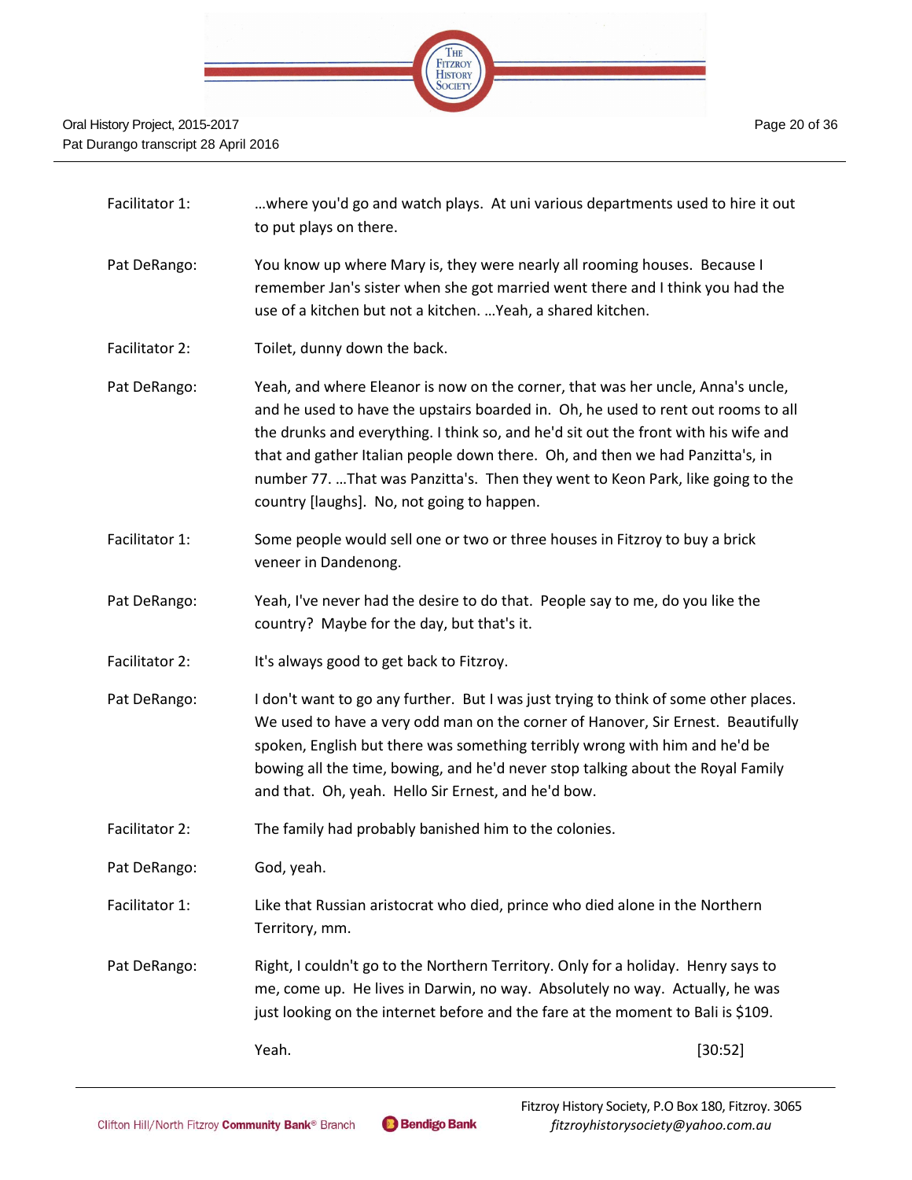| | |
|---|---|
| Facilitator 1: | …where you'd go and watch plays. At uni various departments used to hire it out to put plays on there. |
| Pat DeRango: | You know up where Mary is, they were nearly all rooming houses. Because I remember Jan's sister when she got married went there and I think you had the use of a kitchen but not a kitchen. …Yeah, a shared kitchen. |
| Facilitator 2: | Toilet, dunny down the back. |
| Pat DeRango: | Yeah, and where Eleanor is now on the corner, that was her uncle, Anna's uncle, and he used to have the upstairs boarded in. Oh, he used to rent out rooms to all the drunks and everything. I think so, and he'd sit out the front with his wife and that and gather Italian people down there. Oh, and then we had Panzitta's, in number 77. …That was Panzitta's. Then they went to Keon Park, like going to the country [laughs]. No, not going to happen. |
| Facilitator 1: | Some people would sell one or two or three houses in Fitzroy to buy a brick veneer in Dandenong. |
| Pat DeRango: | Yeah, I've never had the desire to do that. People say to me, do you like the country? Maybe for the day, but that's it. |
| Facilitator 2: | It's always good to get back to Fitzroy. |
| Pat DeRango: | I don't want to go any further. But I was just trying to think of some other places. We used to have a very odd man on the corner of Hanover, Sir Ernest. Beautifully spoken, English but there was something terribly wrong with him and he'd be bowing all the time, bowing, and he'd never stop talking about the Royal Family and that. Oh, yeah. Hello Sir Ernest, and he'd bow. |
| Facilitator 2: | The family had probably banished him to the colonies. |
| Pat DeRango: | God, yeah. |
| Facilitator 1: | Like that Russian aristocrat who died, prince who died alone in the Northern Territory, mm. |
| Pat DeRango: | Right, I couldn't go to the Northern Territory. Only for a holiday. Henry says to me, come up. He lives in Darwin, no way. Absolutely no way. Actually, he was just looking on the internet before and the fare at the moment to Bali is $109. |
| | Yeah. [30:52] |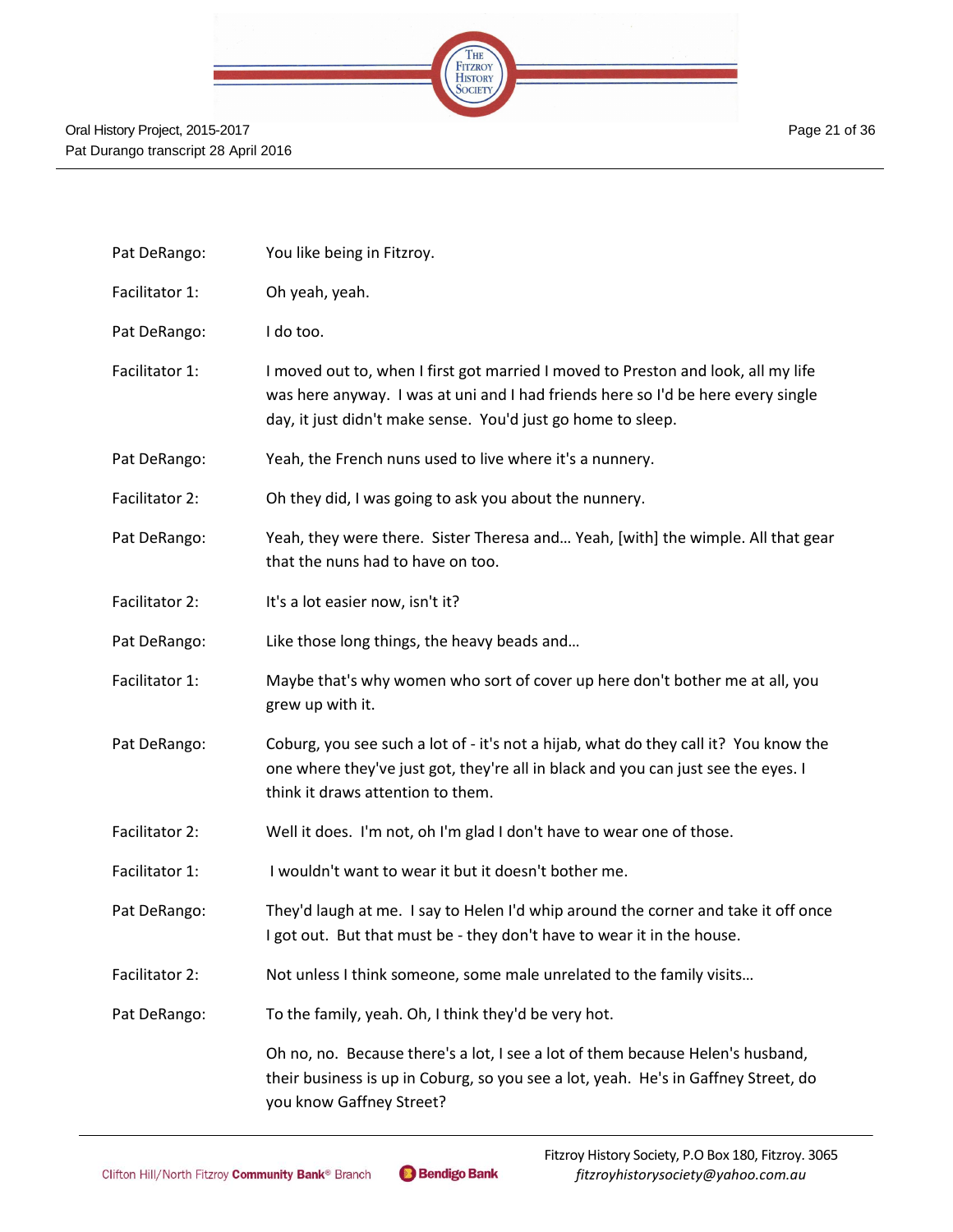| | |
|---|---|
| Pat DeRango: | You like being in Fitzroy. |
| Facilitator 1: | Oh yeah, yeah. |
| Pat DeRango: | I do too. |
| Facilitator 1: | I moved out to, when I first got married I moved to Preston and look, all my life was here anyway. I was at uni and I had friends here so I'd be here every single day, it just didn't make sense. You'd just go home to sleep. |
| Pat DeRango: | Yeah, the French nuns used to live where it's a nunnery. |
| Facilitator 2: | Oh they did, I was going to ask you about the nunnery. |
| Pat DeRango: | Yeah, they were there. Sister Theresa and… Yeah, [with] the wimple. All that gear that the nuns had to have on too. |
| Facilitator 2: | It's a lot easier now, isn't it? |
| Pat DeRango: | Like those long things, the heavy beads and… |
| Facilitator 1: | Maybe that's why women who sort of cover up here don't bother me at all, you grew up with it. |
| Pat DeRango: | Coburg, you see such a lot of - it's not a hijab, what do they call it? You know the one where they've just got, they're all in black and you can just see the eyes. I think it draws attention to them. |
| Facilitator 2: | Well it does. I'm not, oh I'm glad I don't have to wear one of those. |
| Facilitator 1: | I wouldn't want to wear it but it doesn't bother me. |
| Pat DeRango: | They'd laugh at me. I say to Helen I'd whip around the corner and take it off once I got out. But that must be - they don't have to wear it in the house. |
| Facilitator 2: | Not unless I think someone, some male unrelated to the family visits… |
| Pat DeRango: | To the family, yeah. Oh, I think they'd be very hot. |
| | Oh no, no. Because there's a lot, I see a lot of them because Helen's husband, their business is up in Coburg, so you see a lot, yeah. He's in Gaffney Street, do you know Gaffney Street? |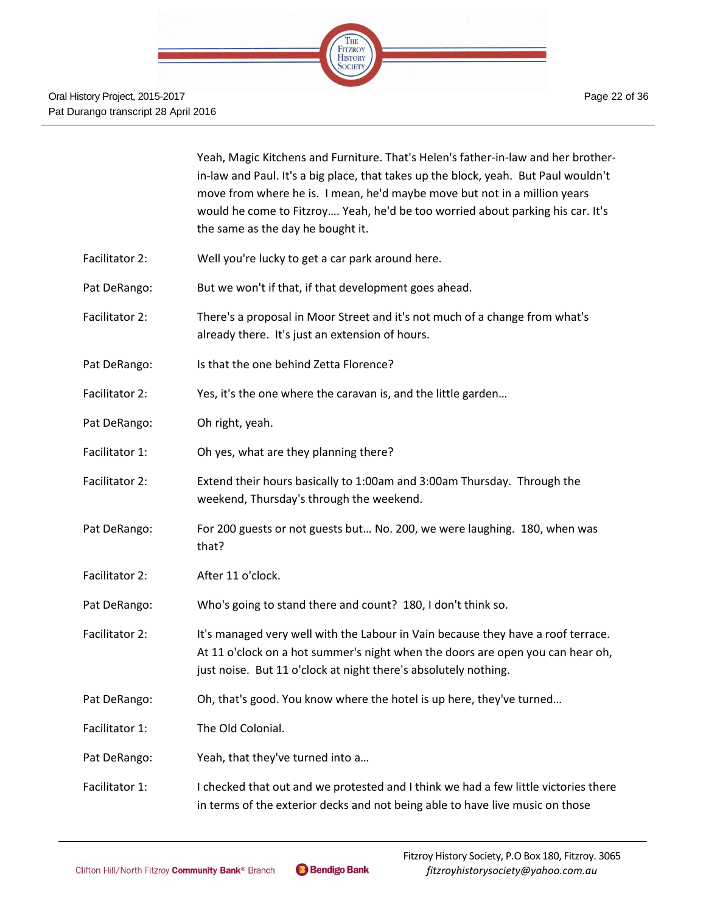Yeah, Magic Kitchens and Furniture. That's Helen's father-in-law and her brother-in-law and Paul. It's a big place, that takes up the block, yeah. But Paul wouldn't move from where he is. I mean, he'd maybe move but not in a million years would he come to Fitzroy…. Yeah, he'd be too worried about parking his car. It's the same as the day he bought it.

Facilitator 2: Well you're lucky to get a car park around here.

Pat DeRango: But we won't if that, if that development goes ahead.

Facilitator 2: There's a proposal in Moor Street and it's not much of a change from what's already there. It's just an extension of hours.

Pat DeRango: Is that the one behind Zetta Florence?

Facilitator 2: Yes, it's the one where the caravan is, and the little garden…

Pat DeRango: Oh right, yeah.

Facilitator 1: Oh yes, what are they planning there?

Facilitator 2: Extend their hours basically to 1:00am and 3:00am Thursday. Through the weekend, Thursday's through the weekend.

Pat DeRango: For 200 guests or not guests but… No. 200, we were laughing. 180, when was that?

Facilitator 2: After 11 o'clock.

Pat DeRango: Who's going to stand there and count? 180, I don't think so.

Facilitator 2: It's managed very well with the Labour in Vain because they have a roof terrace. At 11 o'clock on a hot summer's night when the doors are open you can hear oh, just noise. But 11 o'clock at night there's absolutely nothing.

Pat DeRango: Oh, that's good. You know where the hotel is up here, they've turned…

Facilitator 1: The Old Colonial.

Pat DeRango: Yeah, that they've turned into a…

Facilitator 1: I checked that out and we protested and I think we had a few little victories there in terms of the exterior decks and not being able to have live music on those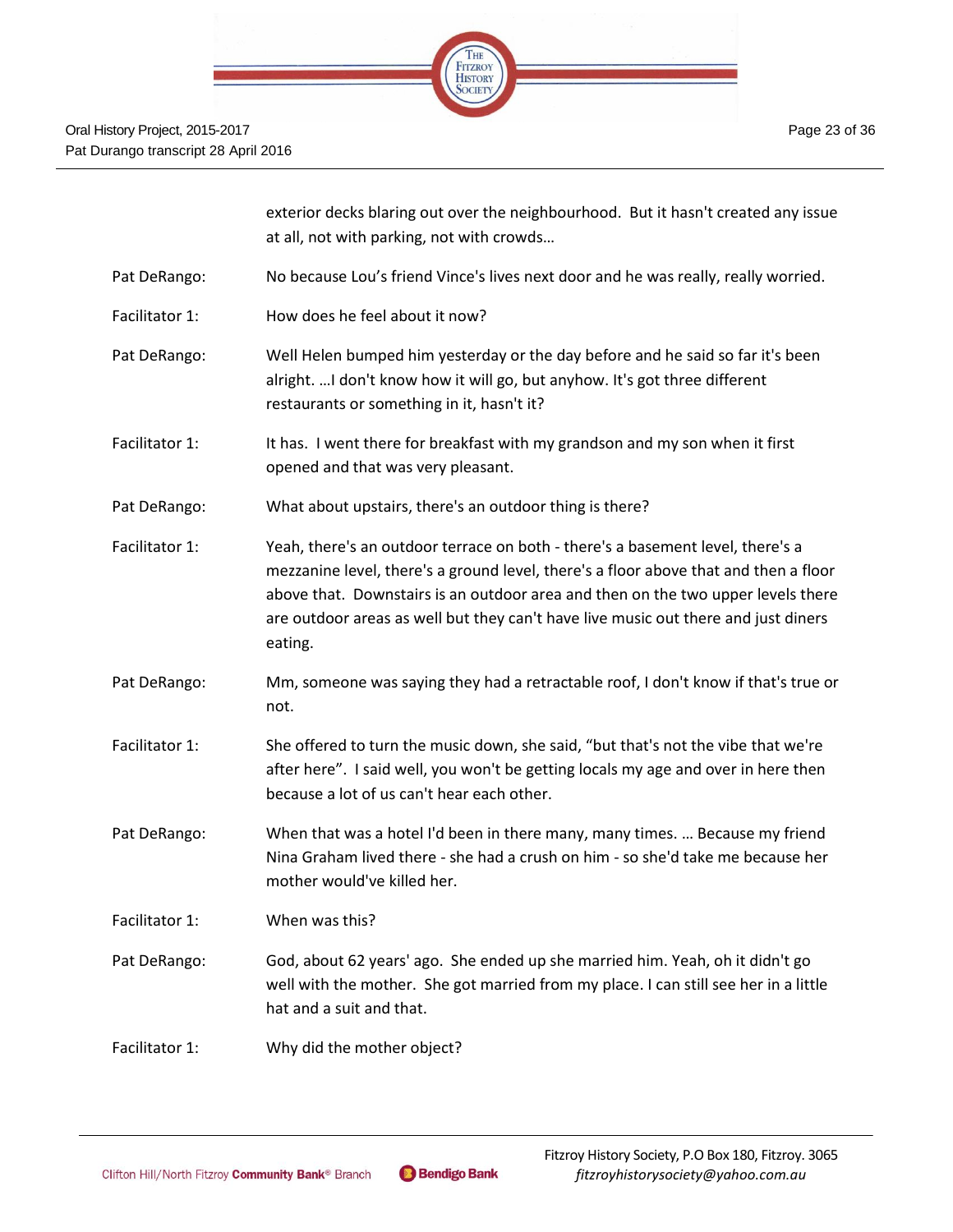exterior decks blaring out over the neighbourhood. But it hasn't created any issue at all, not with parking, not with crowds…

| | |
|---|---|
| Pat DeRango: | No because Lou's friend Vince's lives next door and he was really, really worried. |
| Facilitator 1: | How does he feel about it now? |
| Pat DeRango: | Well Helen bumped him yesterday or the day before and he said so far it's been alright. …I don't know how it will go, but anyhow. It's got three different restaurants or something in it, hasn't it? |
| Facilitator 1: | It has. I went there for breakfast with my grandson and my son when it first opened and that was very pleasant. |
| Pat DeRango: | What about upstairs, there's an outdoor thing is there? |
| Facilitator 1: | Yeah, there's an outdoor terrace on both - there's a basement level, there's a mezzanine level, there's a ground level, there's a floor above that and then a floor above that. Downstairs is an outdoor area and then on the two upper levels there are outdoor areas as well but they can't have live music out there and just diners eating. |
| Pat DeRango: | Mm, someone was saying they had a retractable roof, I don't know if that's true or not. |
| Facilitator 1: | She offered to turn the music down, she said, "but that's not the vibe that we're after here". I said well, you won't be getting locals my age and over in here then because a lot of us can't hear each other. |
| Pat DeRango: | When that was a hotel I'd been in there many, many times. … Because my friend Nina Graham lived there - she had a crush on him - so she'd take me because her mother would've killed her. |
| Facilitator 1: | When was this? |
| Pat DeRango: | God, about 62 years' ago. She ended up she married him. Yeah, oh it didn't go well with the mother. She got married from my place. I can still see her in a little hat and a suit and that. |
| Facilitator 1: | Why did the mother object? |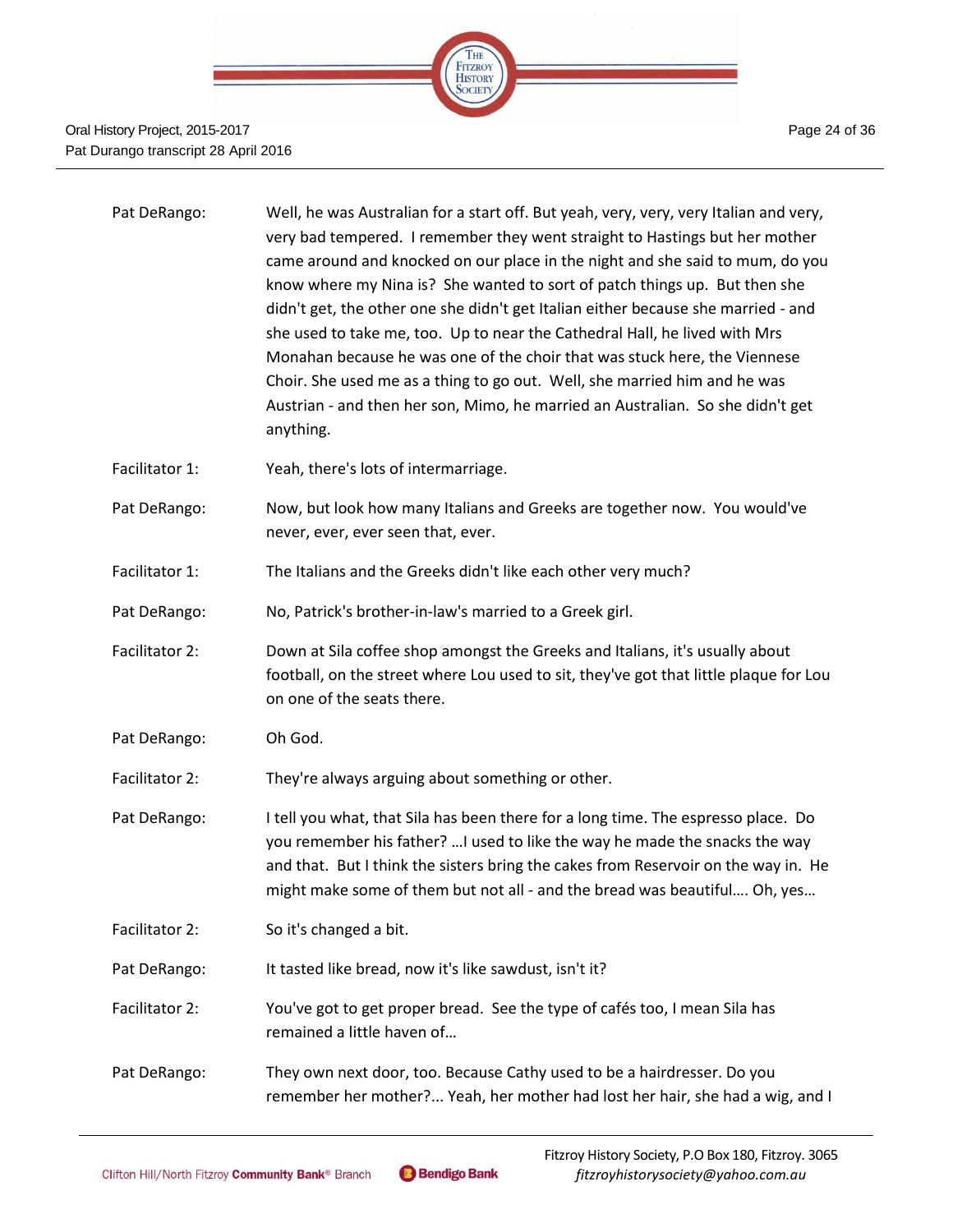Pat DeRango: Well, he was Australian for a start off. But yeah, very, very, very Italian and very, very bad tempered. I remember they went straight to Hastings but her mother came around and knocked on our place in the night and she said to mum, do you know where my Nina is? She wanted to sort of patch things up. But then she didn't get, the other one she didn't get Italian either because she married - and she used to take me, too. Up to near the Cathedral Hall, he lived with Mrs Monahan because he was one of the choir that was stuck here, the Viennese Choir. She used me as a thing to go out. Well, she married him and he was Austrian - and then her son, Mimo, he married an Australian. So she didn't get anything.

Facilitator 1: Yeah, there's lots of intermarriage.

Pat DeRango: Now, but look how many Italians and Greeks are together now. You would've never, ever, ever seen that, ever.

Facilitator 1: The Italians and the Greeks didn't like each other very much?

Pat DeRango: No, Patrick's brother-in-law's married to a Greek girl.

Facilitator 2: Down at Sila coffee shop amongst the Greeks and Italians, it's usually about football, on the street where Lou used to sit, they've got that little plaque for Lou on one of the seats there.

Pat DeRango: Oh God.

Facilitator 2: They're always arguing about something or other.

Pat DeRango: I tell you what, that Sila has been there for a long time. The espresso place. Do you remember his father? …I used to like the way he made the snacks the way and that. But I think the sisters bring the cakes from Reservoir on the way in. He might make some of them but not all - and the bread was beautiful…. Oh, yes…

Facilitator 2: So it's changed a bit.

Pat DeRango: It tasted like bread, now it's like sawdust, isn't it?

Facilitator 2: You've got to get proper bread. See the type of cafés too, I mean Sila has remained a little haven of…

Pat DeRango: They own next door, too. Because Cathy used to be a hairdresser. Do you remember her mother?... Yeah, her mother had lost her hair, she had a wig, and I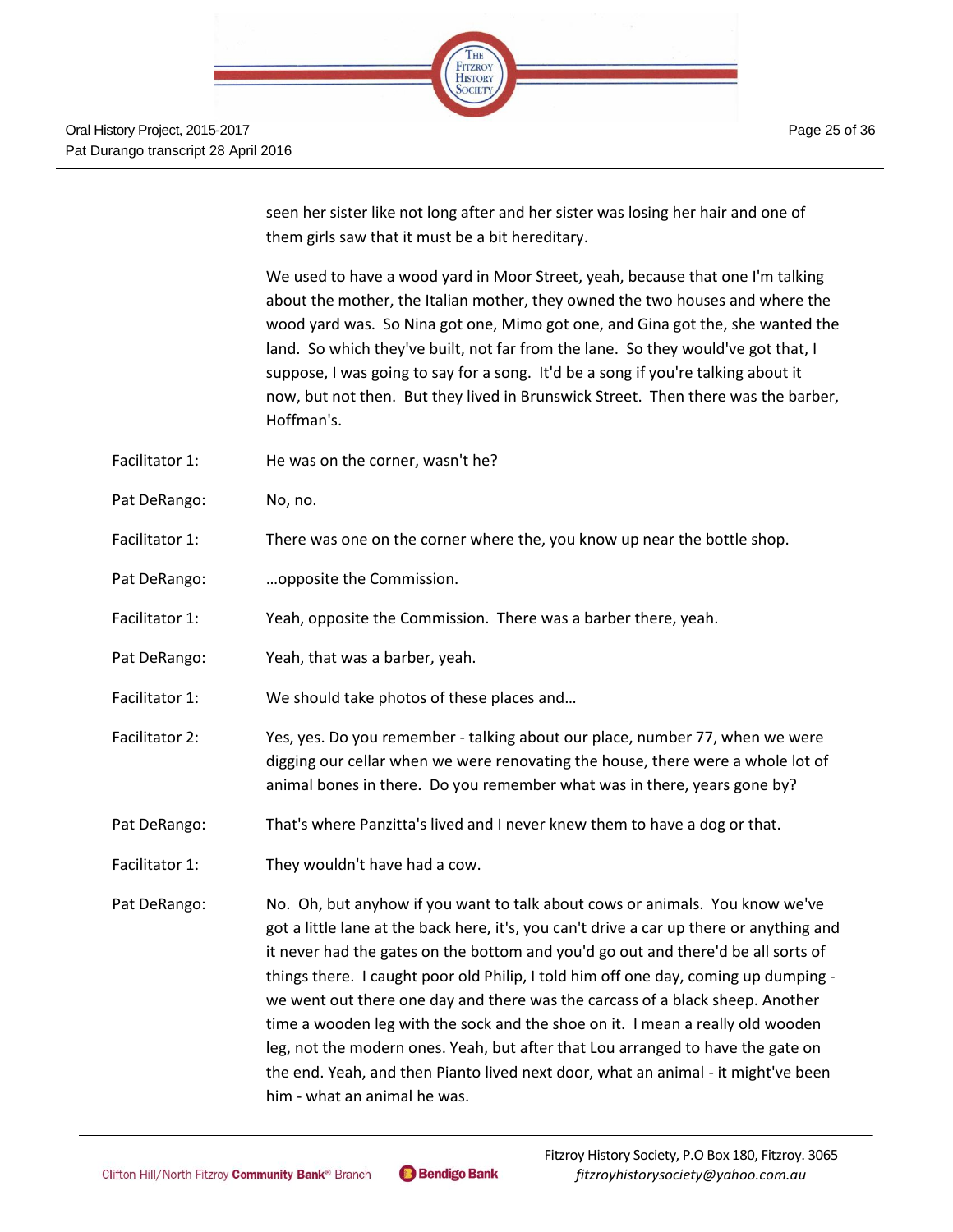seen her sister like not long after and her sister was losing her hair and one of them girls saw that it must be a bit hereditary.

We used to have a wood yard in Moor Street, yeah, because that one I'm talking about the mother, the Italian mother, they owned the two houses and where the wood yard was. So Nina got one, Mimo got one, and Gina got the, she wanted the land. So which they've built, not far from the lane. So they would've got that, I suppose, I was going to say for a song. It'd be a song if you're talking about it now, but not then. But they lived in Brunswick Street. Then there was the barber, Hoffman's.

Facilitator 1: He was on the corner, wasn't he?

Pat DeRango: No, no.

Facilitator 1: There was one on the corner where the, you know up near the bottle shop.

Pat DeRango: …opposite the Commission.

Facilitator 1: Yeah, opposite the Commission. There was a barber there, yeah.

Pat DeRango: Yeah, that was a barber, yeah.

Facilitator 1: We should take photos of these places and…

Facilitator 2: Yes, yes. Do you remember - talking about our place, number 77, when we were digging our cellar when we were renovating the house, there were a whole lot of animal bones in there. Do you remember what was in there, years gone by?

Pat DeRango: That's where Panzitta's lived and I never knew them to have a dog or that.

Facilitator 1: They wouldn't have had a cow.

Pat DeRango: No. Oh, but anyhow if you want to talk about cows or animals. You know we've got a little lane at the back here, it's, you can't drive a car up there or anything and it never had the gates on the bottom and you'd go out and there'd be all sorts of things there. I caught poor old Philip, I told him off one day, coming up dumping - we went out there one day and there was the carcass of a black sheep. Another time a wooden leg with the sock and the shoe on it. I mean a really old wooden leg, not the modern ones. Yeah, but after that Lou arranged to have the gate on the end. Yeah, and then Pianto lived next door, what an animal - it might've been him - what an animal he was.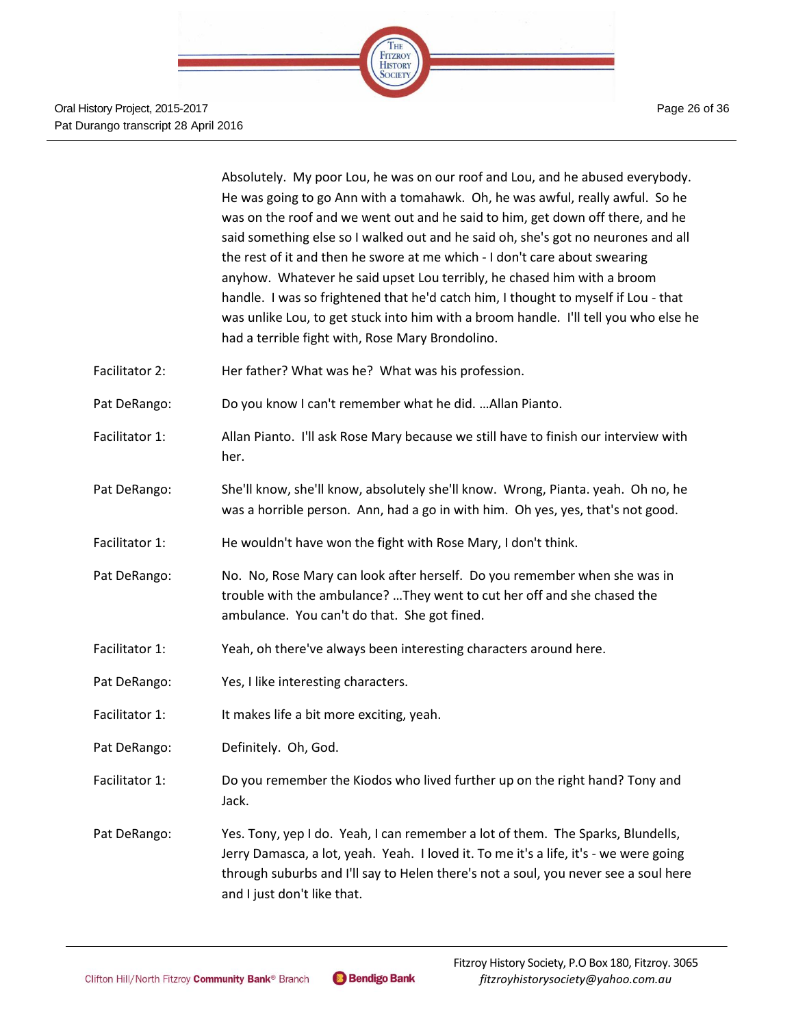Absolutely. My poor Lou, he was on our roof and Lou, and he abused everybody. He was going to go Ann with a tomahawk. Oh, he was awful, really awful. So he was on the roof and we went out and he said to him, get down off there, and he said something else so I walked out and he said oh, she's got no neurones and all the rest of it and then he swore at me which - I don't care about swearing anyhow. Whatever he said upset Lou terribly, he chased him with a broom handle. I was so frightened that he'd catch him, I thought to myself if Lou - that was unlike Lou, to get stuck into him with a broom handle. I'll tell you who else he had a terrible fight with, Rose Mary Brondolino.

Facilitator 2: Her father? What was he? What was his profession.

Pat DeRango: Do you know I can't remember what he did. …Allan Pianto.

Facilitator 1: Allan Pianto. I'll ask Rose Mary because we still have to finish our interview with her.

Pat DeRango: She'll know, she'll know, absolutely she'll know. Wrong, Pianta. yeah. Oh no, he was a horrible person. Ann, had a go in with him. Oh yes, yes, that's not good.

Facilitator 1: He wouldn't have won the fight with Rose Mary, I don't think.

Pat DeRango: No. No, Rose Mary can look after herself. Do you remember when she was in trouble with the ambulance? …They went to cut her off and she chased the ambulance. You can't do that. She got fined.

Facilitator 1: Yeah, oh there've always been interesting characters around here.

Pat DeRango: Yes, I like interesting characters.

Facilitator 1: It makes life a bit more exciting, yeah.

Pat DeRango: Definitely. Oh, God.

Facilitator 1: Do you remember the Kiodos who lived further up on the right hand? Tony and Jack.

Pat DeRango: Yes. Tony, yep I do. Yeah, I can remember a lot of them. The Sparks, Blundells, Jerry Damasca, a lot, yeah. Yeah. I loved it. To me it's a life, it's - we were going through suburbs and I'll say to Helen there's not a soul, you never see a soul here and I just don't like that.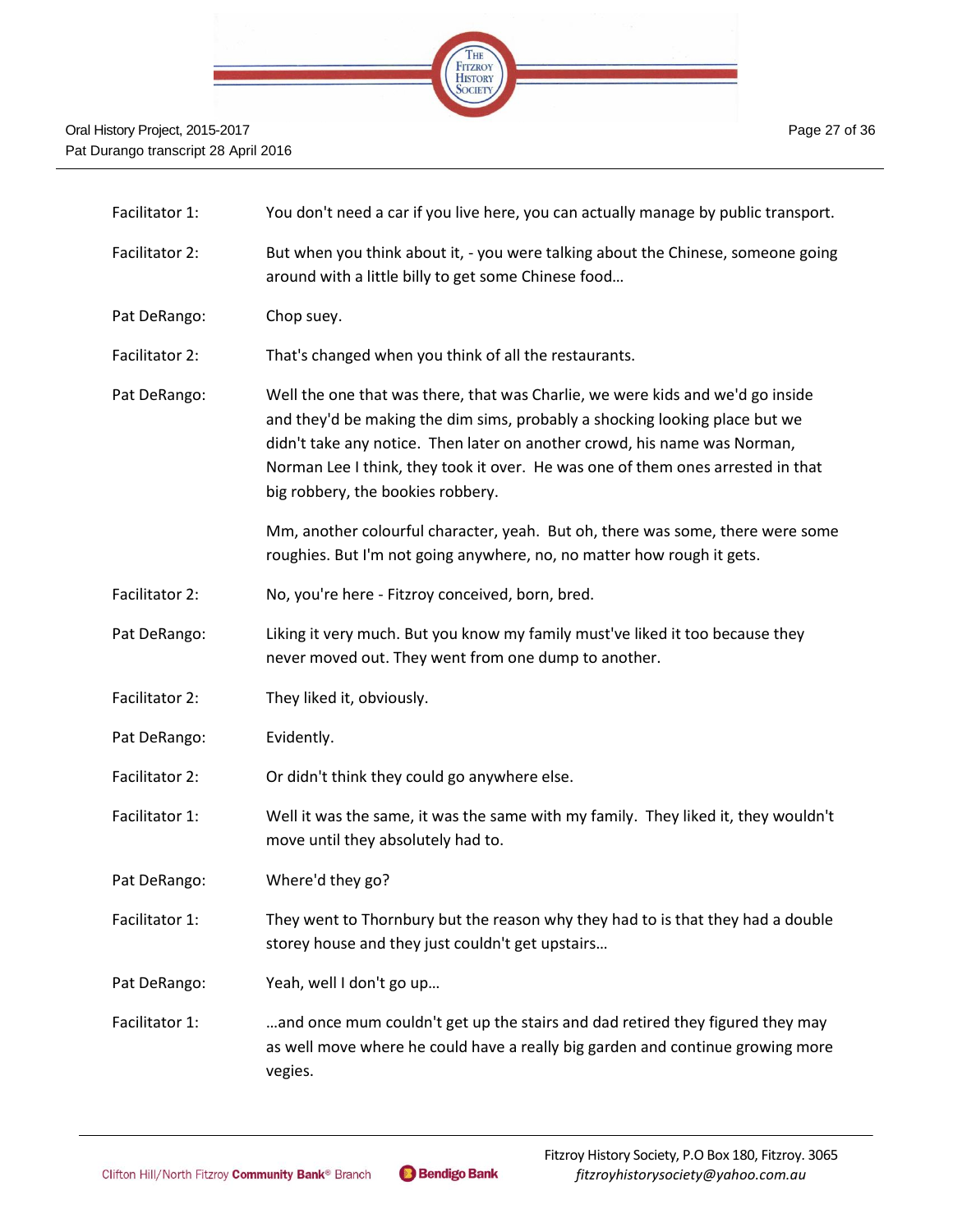Facilitator 1: You don't need a car if you live here, you can actually manage by public transport.

Facilitator 2: But when you think about it, - you were talking about the Chinese, someone going around with a little billy to get some Chinese food…

Pat DeRango: Chop suey.

Facilitator 2: That's changed when you think of all the restaurants.

Pat DeRango: Well the one that was there, that was Charlie, we were kids and we'd go inside and they'd be making the dim sims, probably a shocking looking place but we didn't take any notice. Then later on another crowd, his name was Norman, Norman Lee I think, they took it over. He was one of them ones arrested in that big robbery, the bookies robbery.

Mm, another colourful character, yeah. But oh, there was some, there were some roughies. But I'm not going anywhere, no, no matter how rough it gets.

Facilitator 2: No, you're here - Fitzroy conceived, born, bred.

Pat DeRango: Liking it very much. But you know my family must've liked it too because they never moved out. They went from one dump to another.

Facilitator 2: They liked it, obviously.

Pat DeRango: Evidently.

Facilitator 2: Or didn't think they could go anywhere else.

Facilitator 1: Well it was the same, it was the same with my family. They liked it, they wouldn't move until they absolutely had to.

Pat DeRango: Where'd they go?

Facilitator 1: They went to Thornbury but the reason why they had to is that they had a double storey house and they just couldn't get upstairs…

Pat DeRango: Yeah, well I don't go up…

Facilitator 1: …and once mum couldn't get up the stairs and dad retired they figured they may as well move where he could have a really big garden and continue growing more vegies.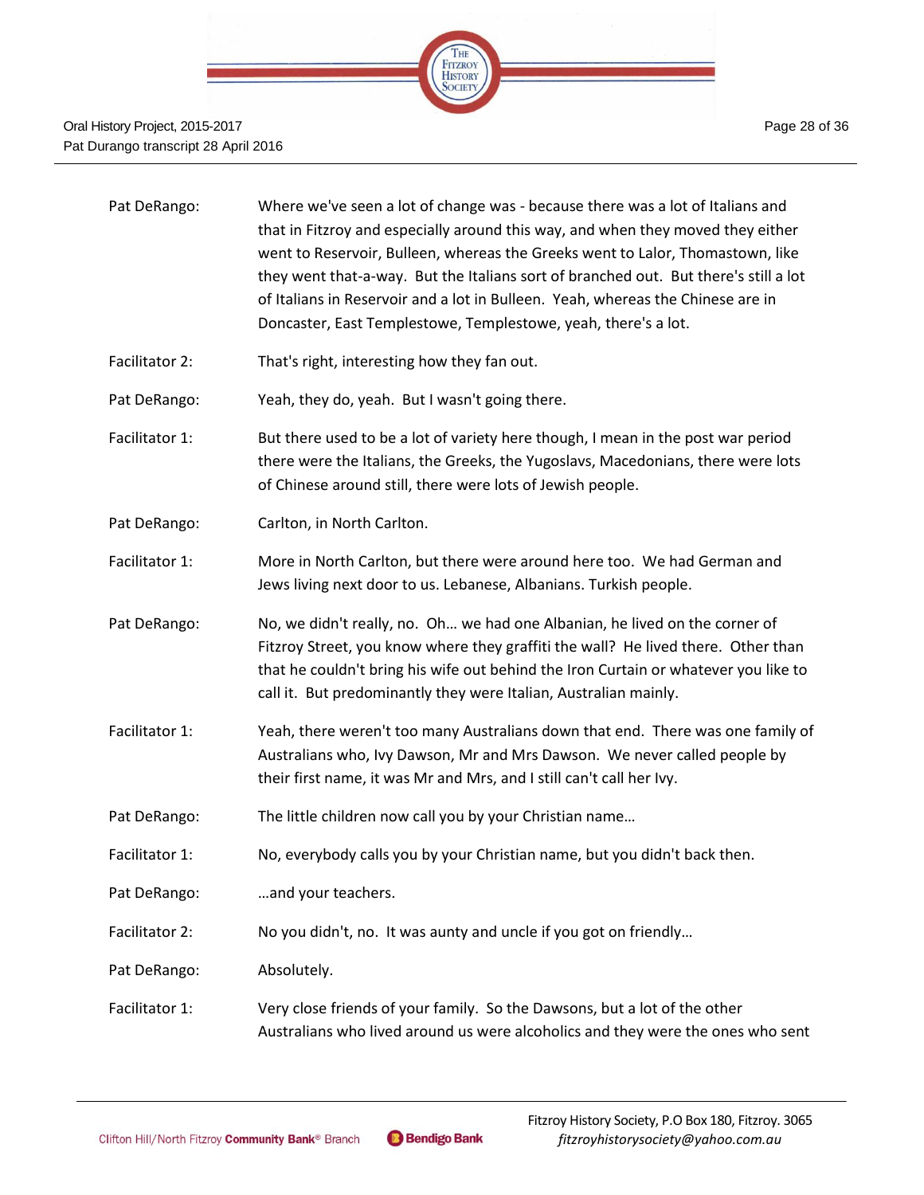Pat DeRango: Where we've seen a lot of change was - because there was a lot of Italians and that in Fitzroy and especially around this way, and when they moved they either went to Reservoir, Bulleen, whereas the Greeks went to Lalor, Thomastown, like they went that-a-way. But the Italians sort of branched out. But there's still a lot of Italians in Reservoir and a lot in Bulleen. Yeah, whereas the Chinese are in Doncaster, East Templestowe, Templestowe, yeah, there's a lot.

Facilitator 2: That's right, interesting how they fan out.

Pat DeRango: Yeah, they do, yeah. But I wasn't going there.

Facilitator 1: But there used to be a lot of variety here though, I mean in the post war period there were the Italians, the Greeks, the Yugoslavs, Macedonians, there were lots of Chinese around still, there were lots of Jewish people.

Pat DeRango: Carlton, in North Carlton.

Facilitator 1: More in North Carlton, but there were around here too. We had German and Jews living next door to us. Lebanese, Albanians. Turkish people.

Pat DeRango: No, we didn't really, no. Oh… we had one Albanian, he lived on the corner of Fitzroy Street, you know where they graffiti the wall? He lived there. Other than that he couldn't bring his wife out behind the Iron Curtain or whatever you like to call it. But predominantly they were Italian, Australian mainly.

Facilitator 1: Yeah, there weren't too many Australians down that end. There was one family of Australians who, Ivy Dawson, Mr and Mrs Dawson. We never called people by their first name, it was Mr and Mrs, and I still can't call her Ivy.

Pat DeRango: The little children now call you by your Christian name…

Facilitator 1: No, everybody calls you by your Christian name, but you didn't back then.

Pat DeRango: …and your teachers.

Facilitator 2: No you didn't, no. It was aunty and uncle if you got on friendly…

Pat DeRango: Absolutely.

Facilitator 1: Very close friends of your family. So the Dawsons, but a lot of the other Australians who lived around us were alcoholics and they were the ones who sent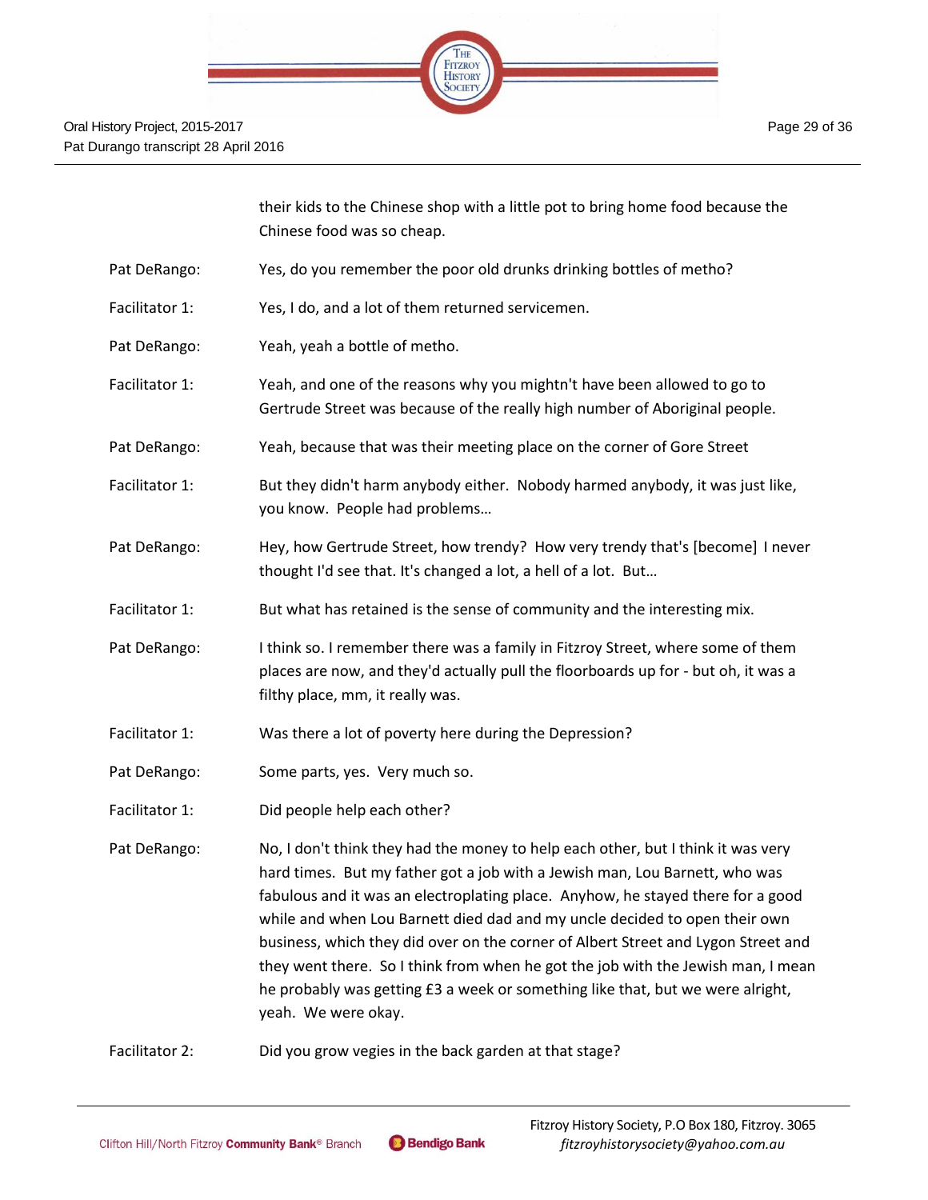their kids to the Chinese shop with a little pot to bring home food because the Chinese food was so cheap.

Pat DeRango: Yes, do you remember the poor old drunks drinking bottles of metho?

Facilitator 1: Yes, I do, and a lot of them returned servicemen.

Pat DeRango: Yeah, yeah a bottle of metho.

Facilitator 1: Yeah, and one of the reasons why you mightn't have been allowed to go to Gertrude Street was because of the really high number of Aboriginal people.

Pat DeRango: Yeah, because that was their meeting place on the corner of Gore Street

Facilitator 1: But they didn't harm anybody either. Nobody harmed anybody, it was just like, you know. People had problems…

Pat DeRango: Hey, how Gertrude Street, how trendy? How very trendy that's [become] I never thought I'd see that. It's changed a lot, a hell of a lot. But…

Facilitator 1: But what has retained is the sense of community and the interesting mix.

Pat DeRango: I think so. I remember there was a family in Fitzroy Street, where some of them places are now, and they'd actually pull the floorboards up for - but oh, it was a filthy place, mm, it really was.

Facilitator 1: Was there a lot of poverty here during the Depression?

Pat DeRango: Some parts, yes. Very much so.

Facilitator 1: Did people help each other?

Pat DeRango: No, I don't think they had the money to help each other, but I think it was very hard times. But my father got a job with a Jewish man, Lou Barnett, who was fabulous and it was an electroplating place. Anyhow, he stayed there for a good while and when Lou Barnett died dad and my uncle decided to open their own business, which they did over on the corner of Albert Street and Lygon Street and they went there. So I think from when he got the job with the Jewish man, I mean he probably was getting £3 a week or something like that, but we were alright, yeah. We were okay.

Facilitator 2: Did you grow vegies in the back garden at that stage?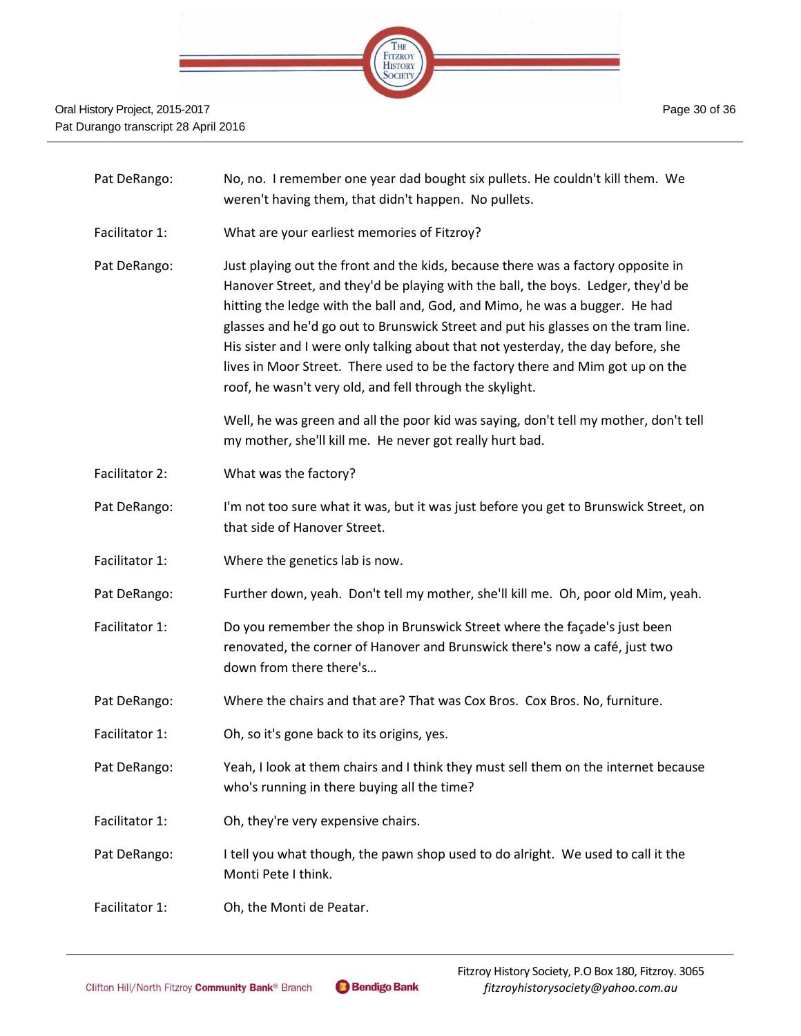| | |
|---|---|
| Pat DeRango: | No, no. I remember one year dad bought six pullets. He couldn't kill them. We weren't having them, that didn't happen. No pullets. |
| Facilitator 1: | What are your earliest memories of Fitzroy? |
| Pat DeRango: | Just playing out the front and the kids, because there was a factory opposite in Hanover Street, and they'd be playing with the ball, the boys. Ledger, they'd be hitting the ledge with the ball and, God, and Mimo, he was a bugger. He had glasses and he'd go out to Brunswick Street and put his glasses on the tram line. His sister and I were only talking about that not yesterday, the day before, she lives in Moor Street. There used to be the factory there and Mim got up on the roof, he wasn't very old, and fell through the skylight.<br><br>Well, he was green and all the poor kid was saying, don't tell my mother, don't tell my mother, she'll kill me. He never got really hurt bad. |
| Facilitator 2: | What was the factory? |
| Pat DeRango: | I'm not too sure what it was, but it was just before you get to Brunswick Street, on that side of Hanover Street. |
| Facilitator 1: | Where the genetics lab is now. |
| Pat DeRango: | Further down, yeah. Don't tell my mother, she'll kill me. Oh, poor old Mim, yeah. |
| Facilitator 1: | Do you remember the shop in Brunswick Street where the façade's just been renovated, the corner of Hanover and Brunswick there's now a café, just two down from there there's… |
| Pat DeRango: | Where the chairs and that are? That was Cox Bros. Cox Bros. No, furniture. |
| Facilitator 1: | Oh, so it's gone back to its origins, yes. |
| Pat DeRango: | Yeah, I look at them chairs and I think they must sell them on the internet because who's running in there buying all the time? |
| Facilitator 1: | Oh, they're very expensive chairs. |
| Pat DeRango: | I tell you what though, the pawn shop used to do alright. We used to call it the Monti Pete I think. |
| Facilitator 1: | Oh, the Monti de Peatar. |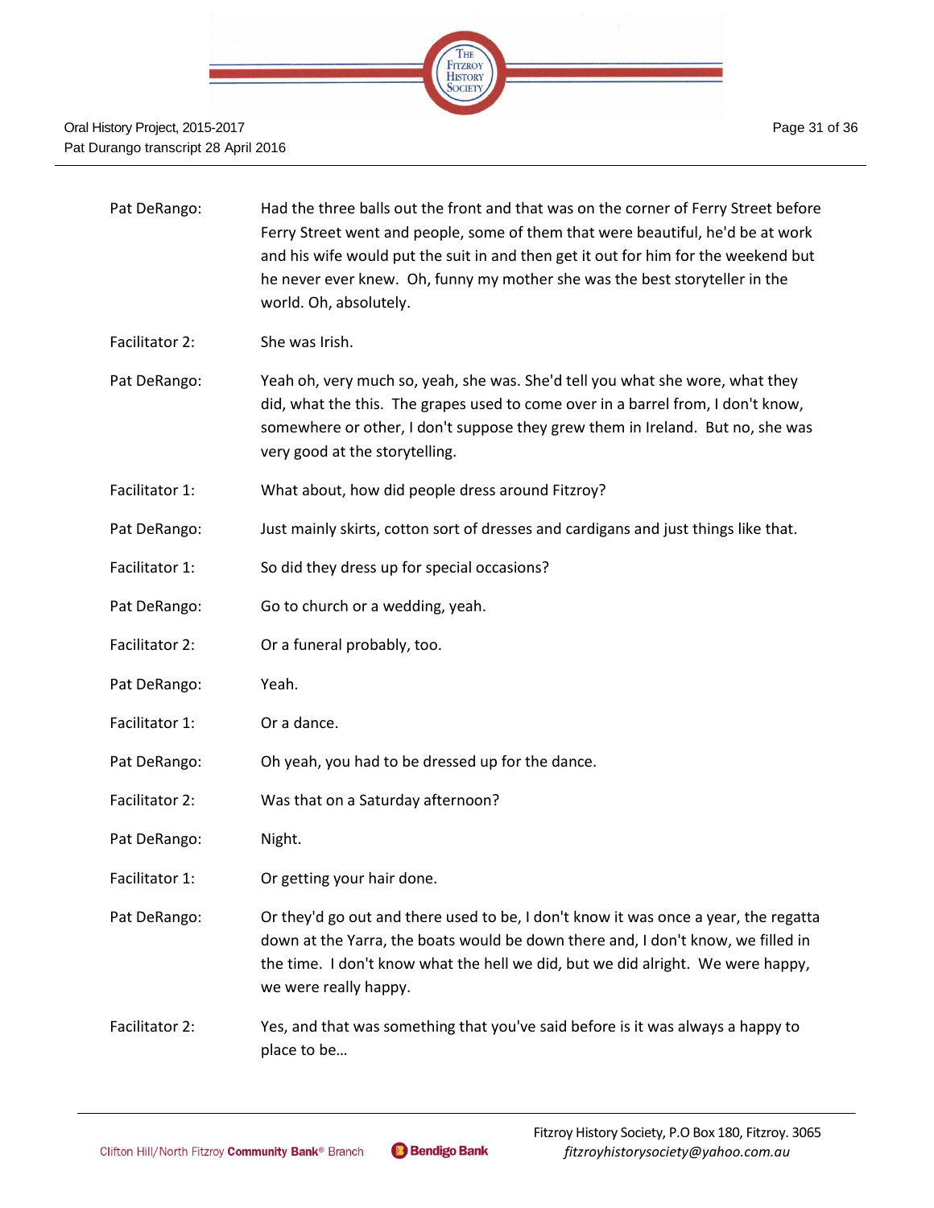Pat DeRango: Had the three balls out the front and that was on the corner of Ferry Street before Ferry Street went and people, some of them that were beautiful, he'd be at work and his wife would put the suit in and then get it out for him for the weekend but he never ever knew. Oh, funny my mother she was the best storyteller in the world. Oh, absolutely.

Facilitator 2: She was Irish.

Pat DeRango: Yeah oh, very much so, yeah, she was. She'd tell you what she wore, what they did, what the this. The grapes used to come over in a barrel from, I don't know, somewhere or other, I don't suppose they grew them in Ireland. But no, she was very good at the storytelling.

Facilitator 1: What about, how did people dress around Fitzroy?

Pat DeRango: Just mainly skirts, cotton sort of dresses and cardigans and just things like that.

Facilitator 1: So did they dress up for special occasions?

Pat DeRango: Go to church or a wedding, yeah.

Facilitator 2: Or a funeral probably, too.

Pat DeRango: Yeah.

Facilitator 1: Or a dance.

Pat DeRango: Oh yeah, you had to be dressed up for the dance.

Facilitator 2: Was that on a Saturday afternoon?

Pat DeRango: Night.

Facilitator 1: Or getting your hair done.

Pat DeRango: Or they'd go out and there used to be, I don't know it was once a year, the regatta down at the Yarra, the boats would be down there and, I don't know, we filled in the time. I don't know what the hell we did, but we did alright. We were happy, we were really happy.

Facilitator 2: Yes, and that was something that you've said before is it was always a happy to place to be…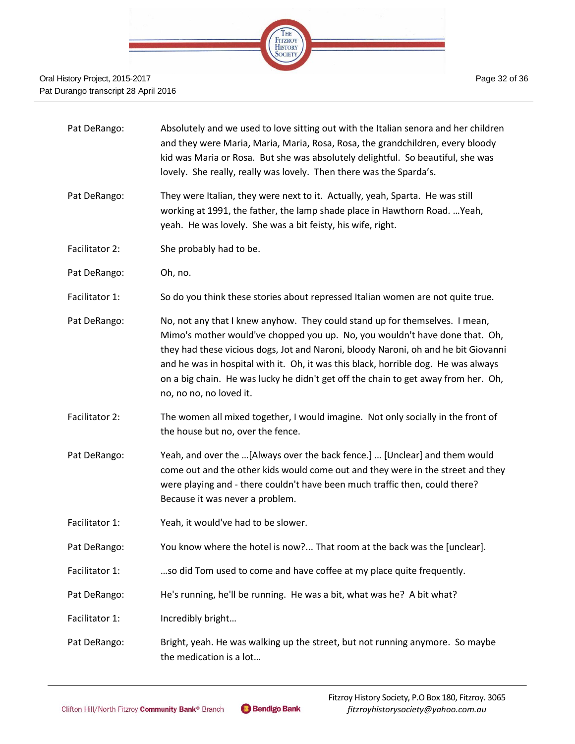Pat DeRango: Absolutely and we used to love sitting out with the Italian senora and her children and they were Maria, Maria, Maria, Rosa, Rosa, the grandchildren, every bloody kid was Maria or Rosa. But she was absolutely delightful. So beautiful, she was lovely. She really, really was lovely. Then there was the Sparda's.

Pat DeRango: They were Italian, they were next to it. Actually, yeah, Sparta. He was still working at 1991, the father, the lamp shade place in Hawthorn Road. …Yeah, yeah. He was lovely. She was a bit feisty, his wife, right.

Facilitator 2: She probably had to be.

Pat DeRango: Oh, no.

Facilitator 1: So do you think these stories about repressed Italian women are not quite true.

Pat DeRango: No, not any that I knew anyhow. They could stand up for themselves. I mean, Mimo's mother would've chopped you up. No, you wouldn't have done that. Oh, they had these vicious dogs, Jot and Naroni, bloody Naroni, oh and he bit Giovanni and he was in hospital with it. Oh, it was this black, horrible dog. He was always on a big chain. He was lucky he didn't get off the chain to get away from her. Oh, no, no no, no loved it.

Facilitator 2: The women all mixed together, I would imagine. Not only socially in the front of the house but no, over the fence.

Pat DeRango: Yeah, and over the …[Always over the back fence.] … [Unclear] and them would come out and the other kids would come out and they were in the street and they were playing and - there couldn't have been much traffic then, could there? Because it was never a problem.

Facilitator 1: Yeah, it would've had to be slower.

Pat DeRango: You know where the hotel is now?... That room at the back was the [unclear].

Facilitator 1: …so did Tom used to come and have coffee at my place quite frequently.

Pat DeRango: He's running, he'll be running. He was a bit, what was he? A bit what?

Facilitator 1: Incredibly bright…

Pat DeRango: Bright, yeah. He was walking up the street, but not running anymore. So maybe the medication is a lot…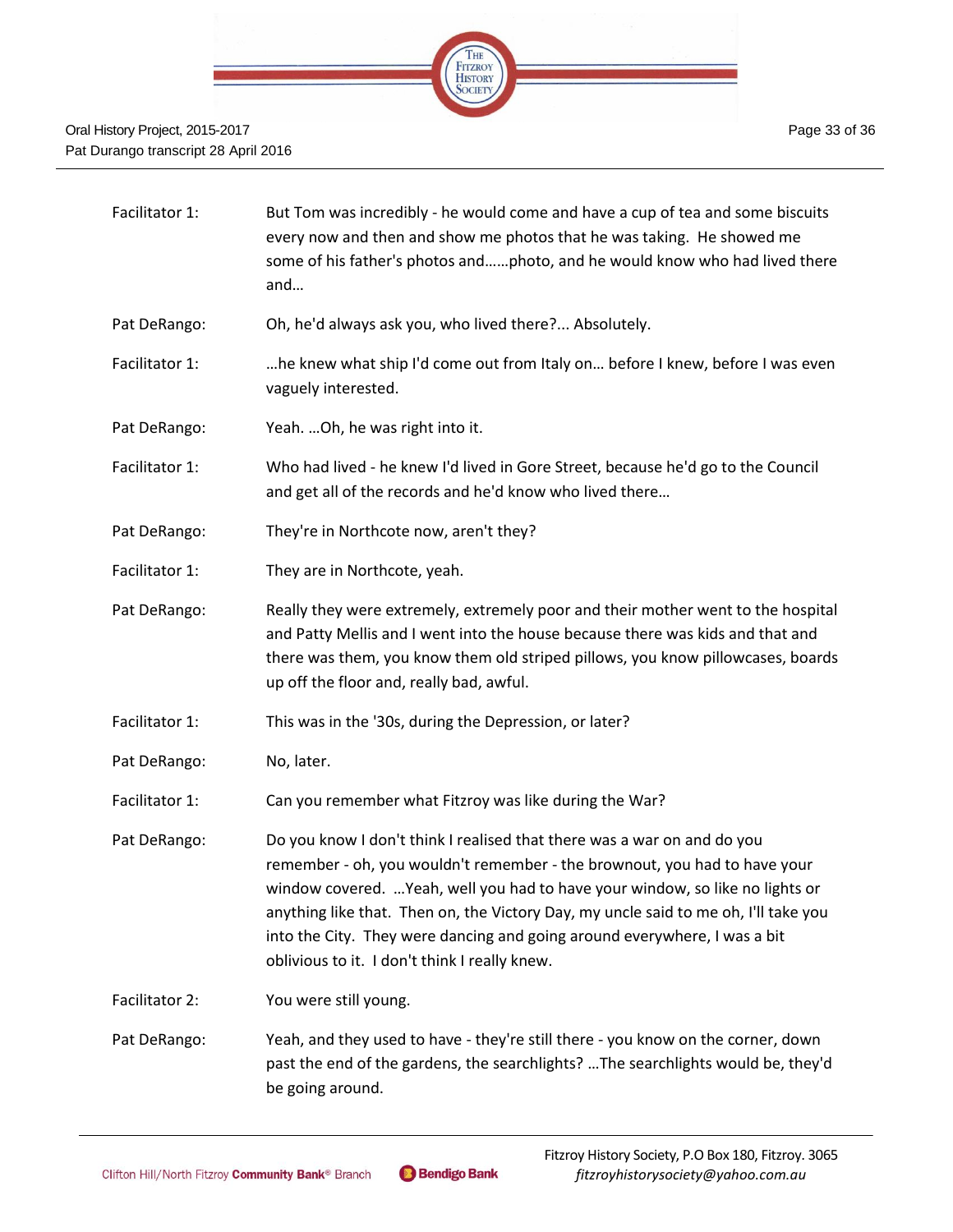| | |
|---|---|
| Facilitator 1: | But Tom was incredibly - he would come and have a cup of tea and some biscuits every now and then and show me photos that he was taking. He showed me some of his father's photos and……photo, and he would know who had lived there and… |
| Pat DeRango: | Oh, he'd always ask you, who lived there?... Absolutely. |
| Facilitator 1: | …he knew what ship I'd come out from Italy on… before I knew, before I was even vaguely interested. |
| Pat DeRango: | Yeah. …Oh, he was right into it. |
| Facilitator 1: | Who had lived - he knew I'd lived in Gore Street, because he'd go to the Council and get all of the records and he'd know who lived there… |
| Pat DeRango: | They're in Northcote now, aren't they? |
| Facilitator 1: | They are in Northcote, yeah. |
| Pat DeRango: | Really they were extremely, extremely poor and their mother went to the hospital and Patty Mellis and I went into the house because there was kids and that and there was them, you know them old striped pillows, you know pillowcases, boards up off the floor and, really bad, awful. |
| Facilitator 1: | This was in the '30s, during the Depression, or later? |
| Pat DeRango: | No, later. |
| Facilitator 1: | Can you remember what Fitzroy was like during the War? |
| Pat DeRango: | Do you know I don't think I realised that there was a war on and do you remember - oh, you wouldn't remember - the brownout, you had to have your window covered. …Yeah, well you had to have your window, so like no lights or anything like that. Then on, the Victory Day, my uncle said to me oh, I'll take you into the City. They were dancing and going around everywhere, I was a bit oblivious to it. I don't think I really knew. |
| Facilitator 2: | You were still young. |
| Pat DeRango: | Yeah, and they used to have - they're still there - you know on the corner, down past the end of the gardens, the searchlights? …The searchlights would be, they'd be going around. |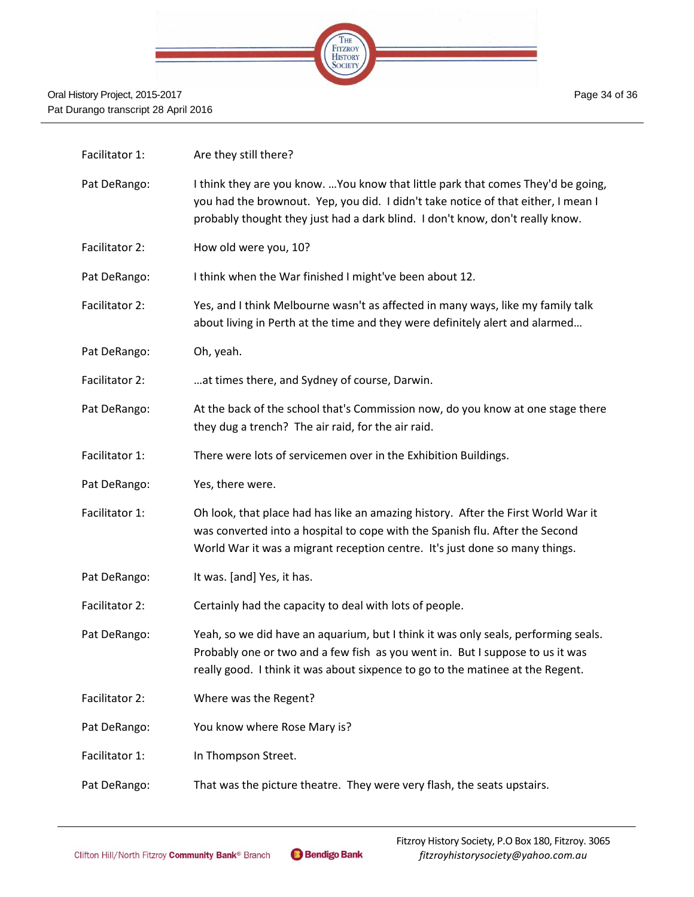| | |
|---|---|
| Facilitator 1: | Are they still there? |
| Pat DeRango: | I think they are you know. …You know that little park that comes They'd be going, you had the brownout. Yep, you did. I didn't take notice of that either, I mean I probably thought they just had a dark blind. I don't know, don't really know. |
| Facilitator 2: | How old were you, 10? |
| Pat DeRango: | I think when the War finished I might've been about 12. |
| Facilitator 2: | Yes, and I think Melbourne wasn't as affected in many ways, like my family talk about living in Perth at the time and they were definitely alert and alarmed… |
| Pat DeRango: | Oh, yeah. |
| Facilitator 2: | …at times there, and Sydney of course, Darwin. |
| Pat DeRango: | At the back of the school that's Commission now, do you know at one stage there they dug a trench? The air raid, for the air raid. |
| Facilitator 1: | There were lots of servicemen over in the Exhibition Buildings. |
| Pat DeRango: | Yes, there were. |
| Facilitator 1: | Oh look, that place had has like an amazing history. After the First World War it was converted into a hospital to cope with the Spanish flu. After the Second World War it was a migrant reception centre. It's just done so many things. |
| Pat DeRango: | It was. [and] Yes, it has. |
| Facilitator 2: | Certainly had the capacity to deal with lots of people. |
| Pat DeRango: | Yeah, so we did have an aquarium, but I think it was only seals, performing seals. Probably one or two and a few fish as you went in. But I suppose to us it was really good. I think it was about sixpence to go to the matinee at the Regent. |
| Facilitator 2: | Where was the Regent? |
| Pat DeRango: | You know where Rose Mary is? |
| Facilitator 1: | In Thompson Street. |
| Pat DeRango: | That was the picture theatre. They were very flash, the seats upstairs. |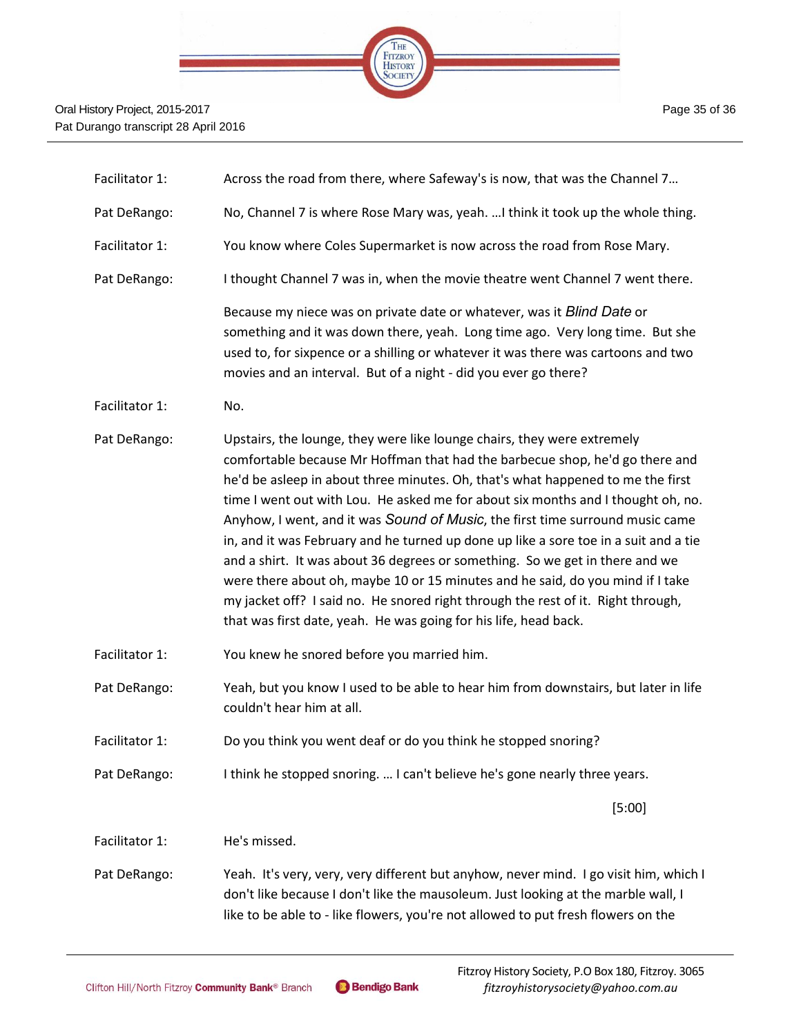| | |
|---|---|
| Facilitator 1: | Across the road from there, where Safeway's is now, that was the Channel 7… |
| Pat DeRango: | No, Channel 7 is where Rose Mary was, yeah. …I think it took up the whole thing. |
| Facilitator 1: | You know where Coles Supermarket is now across the road from Rose Mary. |
| Pat DeRango: | I thought Channel 7 was in, when the movie theatre went Channel 7 went there. |
| | Because my niece was on private date or whatever, was it *Blind Date* or something and it was down there, yeah. Long time ago. Very long time. But she used to, for sixpence or a shilling or whatever it was there was cartoons and two movies and an interval. But of a night - did you ever go there? |
| Facilitator 1: | No. |
| Pat DeRango: | Upstairs, the lounge, they were like lounge chairs, they were extremely comfortable because Mr Hoffman that had the barbecue shop, he'd go there and he'd be asleep in about three minutes. Oh, that's what happened to me the first time I went out with Lou. He asked me for about six months and I thought oh, no. Anyhow, I went, and it was *Sound of Music*, the first time surround music came in, and it was February and he turned up done up like a sore toe in a suit and a tie and a shirt. It was about 36 degrees or something. So we get in there and we were there about oh, maybe 10 or 15 minutes and he said, do you mind if I take my jacket off? I said no. He snored right through the rest of it. Right through, that was first date, yeah. He was going for his life, head back. |
| Facilitator 1: | You knew he snored before you married him. |
| Pat DeRango: | Yeah, but you know I used to be able to hear him from downstairs, but later in life couldn't hear him at all. |
| Facilitator 1: | Do you think you went deaf or do you think he stopped snoring? |
| Pat DeRango: | I think he stopped snoring. … I can't believe he's gone nearly three years. |
| | [5:00] |
| Facilitator 1: | He's missed. |
| Pat DeRango: | Yeah. It's very, very, very different but anyhow, never mind. I go visit him, which I don't like because I don't like the mausoleum. Just looking at the marble wall, I like to be able to - like flowers, you're not allowed to put fresh flowers on the |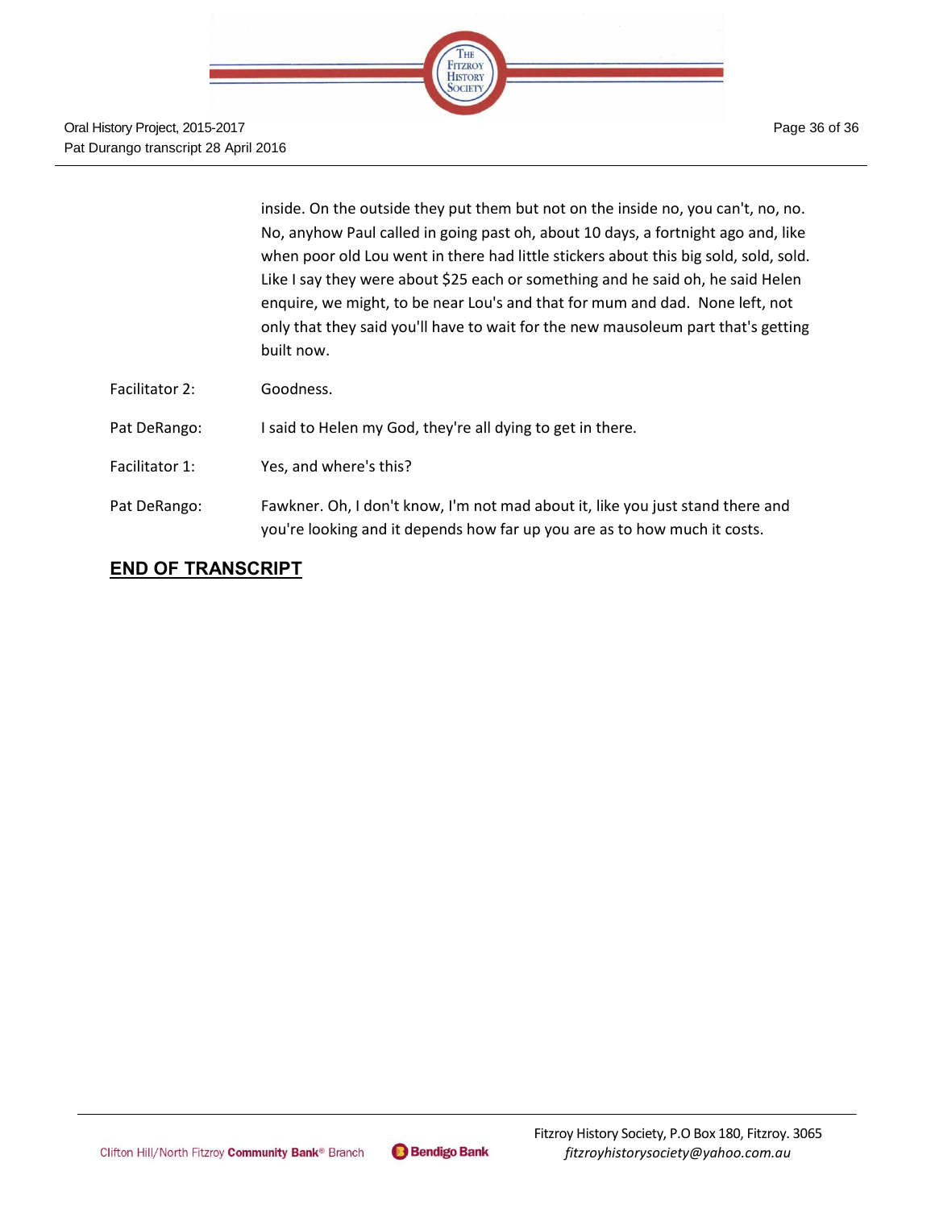inside. On the outside they put them but not on the inside no, you can't, no, no. No, anyhow Paul called in going past oh, about 10 days, a fortnight ago and, like when poor old Lou went in there had little stickers about this big sold, sold, sold. Like I say they were about $25 each or something and he said oh, he said Helen enquire, we might, to be near Lou's and that for mum and dad. None left, not only that they said you'll have to wait for the new mausoleum part that's getting built now.

Facilitator 2: Goodness.

Pat DeRango: I said to Helen my God, they're all dying to get in there.

Facilitator 1: Yes, and where's this?

Pat DeRango: Fawkner. Oh, I don't know, I'm not mad about it, like you just stand there and you're looking and it depends how far up you are as to how much it costs.

**END OF TRANSCRIPT**